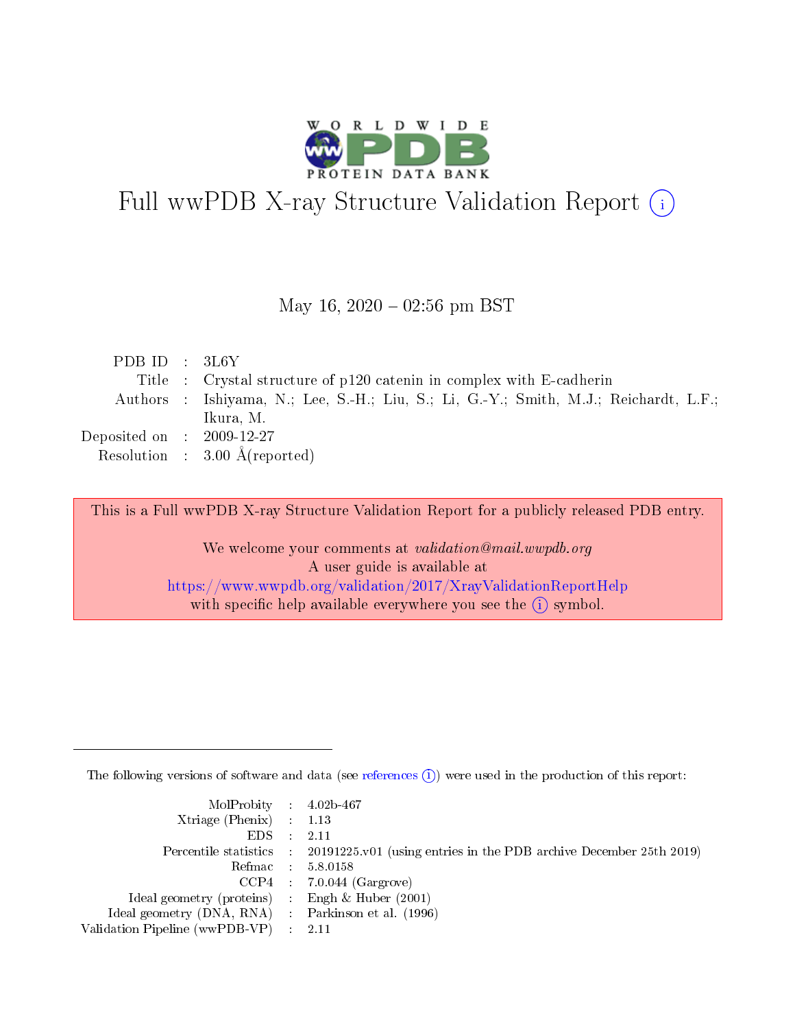# Full wwPDB X-ray Structure Validation Report ⓘ

May 16, 2020 – 02:56 pm BST

| | | |
|---|---|---|
| PDB ID | : | 3L6Y |
| Title | : | Crystal structure of p120 catenin in complex with E-cadherin |
| Authors | : | Ishiyama, N.; Lee, S.-H.; Liu, S.; Li, G.-Y.; Smith, M.J.; Reichardt, L.F.; Ikura, M. |
| Deposited on | : | 2009-12-27 |
| Resolution | : | 3.00 Å(reported) |

This is a Full wwPDB X-ray Structure Validation Report for a publicly released PDB entry.

We welcome your comments at *validation@mail.wwpdb.org*
A user guide is available at
https://www.wwpdb.org/validation/2017/XrayValidationReportHelp
with specific help available everywhere you see the ⓘ symbol.

---

The following versions of software and data (see references ⓘ) were used in the production of this report:

| | | |
|---|---|---|
| MolProbity | : | 4.02b-467 |
| Xtriage (Phenix) | : | 1.13 |
| EDS | : | 2.11 |
| Percentile statistics | : | 20191225.v01 (using entries in the PDB archive December 25th 2019) |
| Refmac | : | 5.8.0158 |
| CCP4 | : | 7.0.044 (Gargrove) |
| Ideal geometry (proteins) | : | Engh & Huber (2001) |
| Ideal geometry (DNA, RNA) | : | Parkinson et al. (1996) |
| Validation Pipeline (wwPDB-VP) | : | 2.11 |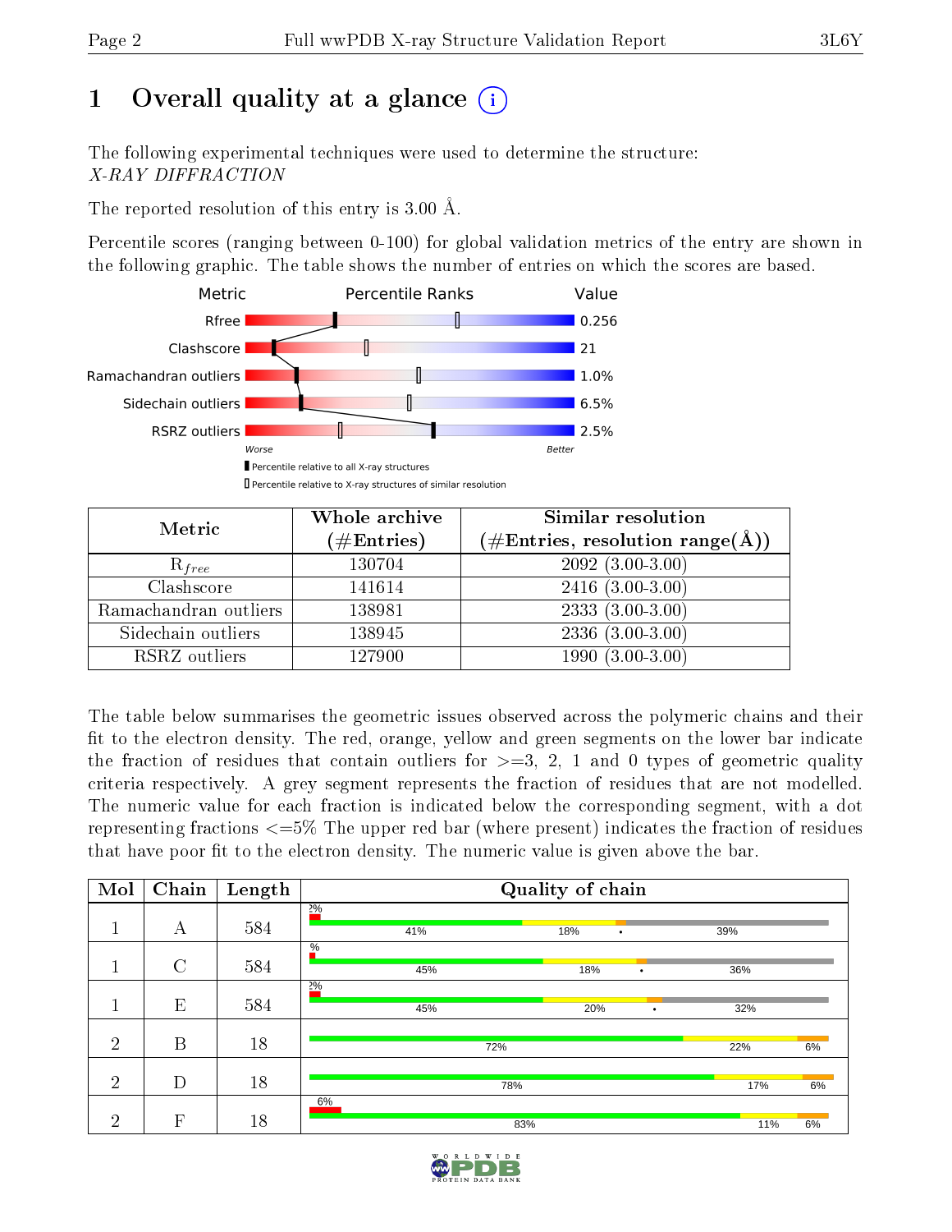# 1 Overall quality at a glance

The following experimental techniques were used to determine the structure:
*X-RAY DIFFRACTION*

The reported resolution of this entry is 3.00 Å.

Percentile scores (ranging between 0-100) for global validation metrics of the entry are shown in the following graphic. The table shows the number of entries on which the scores are based.

| Metric | Value |
|---|---|
| Rfree | 0.256 |
| Clashscore | 21 |
| Ramachandran outliers | 1.0% |
| Sidechain outliers | 6.5% |
| RSRZ outliers | 2.5% |

Worse — Better

Percentile relative to all X-ray structures

Percentile relative to X-ray structures of similar resolution

| Metric | Whole archive (#Entries) | Similar resolution (#Entries, resolution range(Å)) |
|---|---|---|
| $R_{free}$ | 130704 | 2092 (3.00-3.00) |
| Clashscore | 141614 | 2416 (3.00-3.00) |
| Ramachandran outliers | 138981 | 2333 (3.00-3.00) |
| Sidechain outliers | 138945 | 2336 (3.00-3.00) |
| RSRZ outliers | 127900 | 1990 (3.00-3.00) |

The table below summarises the geometric issues observed across the polymeric chains and their fit to the electron density. The red, orange, yellow and green segments on the lower bar indicate the fraction of residues that contain outliers for >=3, 2, 1 and 0 types of geometric quality criteria respectively. A grey segment represents the fraction of residues that are not modelled. The numeric value for each fraction is indicated below the corresponding segment, with a dot representing fractions <=5% The upper red bar (where present) indicates the fraction of residues that have poor fit to the electron density. The numeric value is given above the bar.

| Mol | Chain | Length | Quality of chain |
|---|---|---|---|
| 1 | A | 584 | 2%; 41%, 18%, •, 39% |
| 1 | C | 584 | %; 45%, 18%, •, 36% |
| 1 | E | 584 | 2%; 45%, 20%, •, 32% |
| 2 | B | 18 | 72%, 22%, 6% |
| 2 | D | 18 | 78%, 17%, 6% |
| 2 | F | 18 | 6%; 83%, 11%, 6% |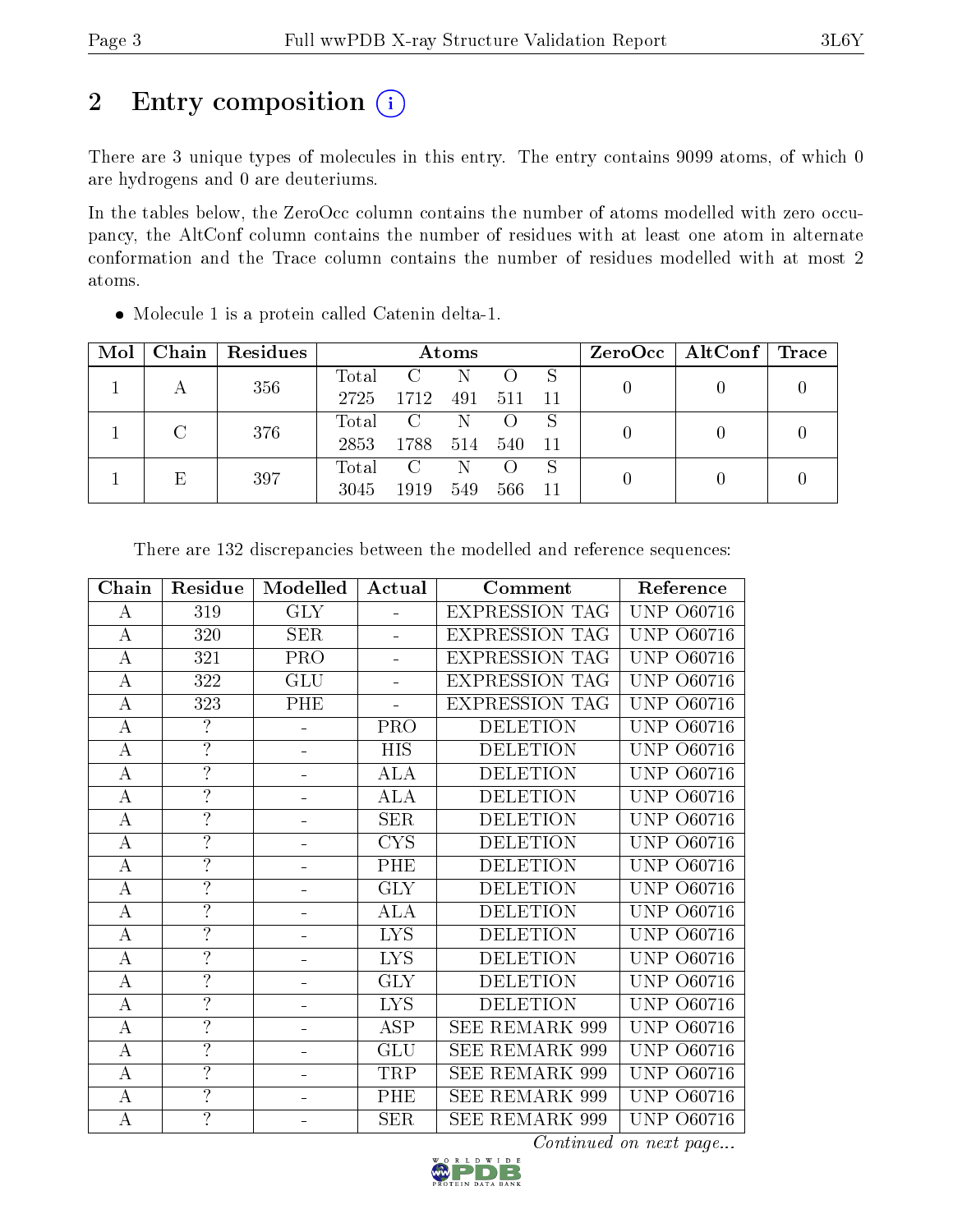# 2 Entry composition

There are 3 unique types of molecules in this entry. The entry contains 9099 atoms, of which 0 are hydrogens and 0 are deuteriums.

In the tables below, the ZeroOcc column contains the number of atoms modelled with zero occupancy, the AltConf column contains the number of residues with at least one atom in alternate conformation and the Trace column contains the number of residues modelled with at most 2 atoms.

- Molecule 1 is a protein called Catenin delta-1.

| Mol | Chain | Residues | Atoms | | | | | ZeroOcc | AltConf | Trace |
|---|---|---|---|---|---|---|---|---|---|---|
| 1 | A | 356 | Total 2725 | C 1712 | N 491 | O 511 | S 11 | 0 | 0 | 0 |
| 1 | C | 376 | Total 2853 | C 1788 | N 514 | O 540 | S 11 | 0 | 0 | 0 |
| 1 | E | 397 | Total 3045 | C 1919 | N 549 | O 566 | S 11 | 0 | 0 | 0 |

There are 132 discrepancies between the modelled and reference sequences:

| Chain | Residue | Modelled | Actual | Comment | Reference |
|---|---|---|---|---|---|
| A | 319 | GLY | - | EXPRESSION TAG | UNP O60716 |
| A | 320 | SER | - | EXPRESSION TAG | UNP O60716 |
| A | 321 | PRO | - | EXPRESSION TAG | UNP O60716 |
| A | 322 | GLU | - | EXPRESSION TAG | UNP O60716 |
| A | 323 | PHE | - | EXPRESSION TAG | UNP O60716 |
| A | ? | - | PRO | DELETION | UNP O60716 |
| A | ? | - | HIS | DELETION | UNP O60716 |
| A | ? | - | ALA | DELETION | UNP O60716 |
| A | ? | - | ALA | DELETION | UNP O60716 |
| A | ? | - | SER | DELETION | UNP O60716 |
| A | ? | - | CYS | DELETION | UNP O60716 |
| A | ? | - | PHE | DELETION | UNP O60716 |
| A | ? | - | GLY | DELETION | UNP O60716 |
| A | ? | - | ALA | DELETION | UNP O60716 |
| A | ? | - | LYS | DELETION | UNP O60716 |
| A | ? | - | LYS | DELETION | UNP O60716 |
| A | ? | - | GLY | DELETION | UNP O60716 |
| A | ? | - | LYS | DELETION | UNP O60716 |
| A | ? | - | ASP | SEE REMARK 999 | UNP O60716 |
| A | ? | - | GLU | SEE REMARK 999 | UNP O60716 |
| A | ? | - | TRP | SEE REMARK 999 | UNP O60716 |
| A | ? | - | PHE | SEE REMARK 999 | UNP O60716 |
| A | ? | - | SER | SEE REMARK 999 | UNP O60716 |

*Continued on next page...*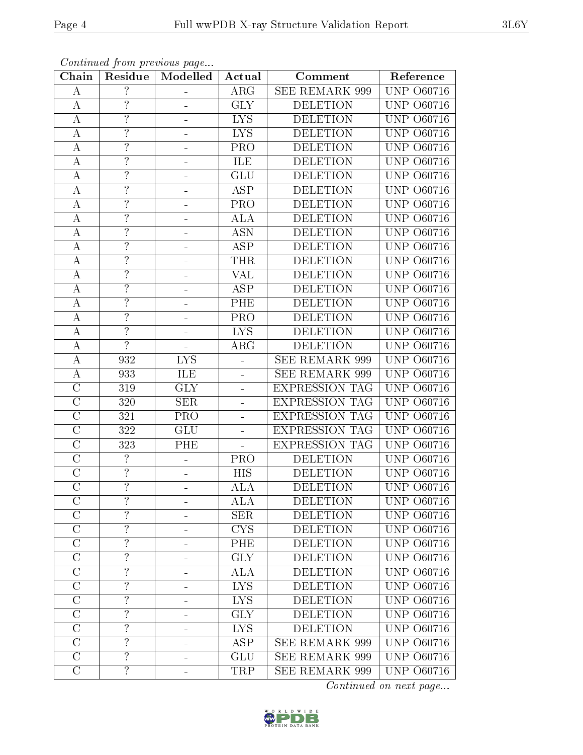*Continued from previous page...*

| Chain | Residue | Modelled | Actual | Comment | Reference |
|---|---|---|---|---|---|
| A | ? | - | ARG | SEE REMARK 999 | UNP O60716 |
| A | ? | - | GLY | DELETION | UNP O60716 |
| A | ? | - | LYS | DELETION | UNP O60716 |
| A | ? | - | LYS | DELETION | UNP O60716 |
| A | ? | - | PRO | DELETION | UNP O60716 |
| A | ? | - | ILE | DELETION | UNP O60716 |
| A | ? | - | GLU | DELETION | UNP O60716 |
| A | ? | - | ASP | DELETION | UNP O60716 |
| A | ? | - | PRO | DELETION | UNP O60716 |
| A | ? | - | ALA | DELETION | UNP O60716 |
| A | ? | - | ASN | DELETION | UNP O60716 |
| A | ? | - | ASP | DELETION | UNP O60716 |
| A | ? | - | THR | DELETION | UNP O60716 |
| A | ? | - | VAL | DELETION | UNP O60716 |
| A | ? | - | ASP | DELETION | UNP O60716 |
| A | ? | - | PHE | DELETION | UNP O60716 |
| A | ? | - | PRO | DELETION | UNP O60716 |
| A | ? | - | LYS | DELETION | UNP O60716 |
| A | ? | - | ARG | DELETION | UNP O60716 |
| A | 932 | LYS | - | SEE REMARK 999 | UNP O60716 |
| A | 933 | ILE | - | SEE REMARK 999 | UNP O60716 |
| C | 319 | GLY | - | EXPRESSION TAG | UNP O60716 |
| C | 320 | SER | - | EXPRESSION TAG | UNP O60716 |
| C | 321 | PRO | - | EXPRESSION TAG | UNP O60716 |
| C | 322 | GLU | - | EXPRESSION TAG | UNP O60716 |
| C | 323 | PHE | - | EXPRESSION TAG | UNP O60716 |
| C | ? | - | PRO | DELETION | UNP O60716 |
| C | ? | - | HIS | DELETION | UNP O60716 |
| C | ? | - | ALA | DELETION | UNP O60716 |
| C | ? | - | ALA | DELETION | UNP O60716 |
| C | ? | - | SER | DELETION | UNP O60716 |
| C | ? | - | CYS | DELETION | UNP O60716 |
| C | ? | - | PHE | DELETION | UNP O60716 |
| C | ? | - | GLY | DELETION | UNP O60716 |
| C | ? | - | ALA | DELETION | UNP O60716 |
| C | ? | - | LYS | DELETION | UNP O60716 |
| C | ? | - | LYS | DELETION | UNP O60716 |
| C | ? | - | GLY | DELETION | UNP O60716 |
| C | ? | - | LYS | DELETION | UNP O60716 |
| C | ? | - | ASP | SEE REMARK 999 | UNP O60716 |
| C | ? | - | GLU | SEE REMARK 999 | UNP O60716 |
| C | ? | - | TRP | SEE REMARK 999 | UNP O60716 |

*Continued on next page...*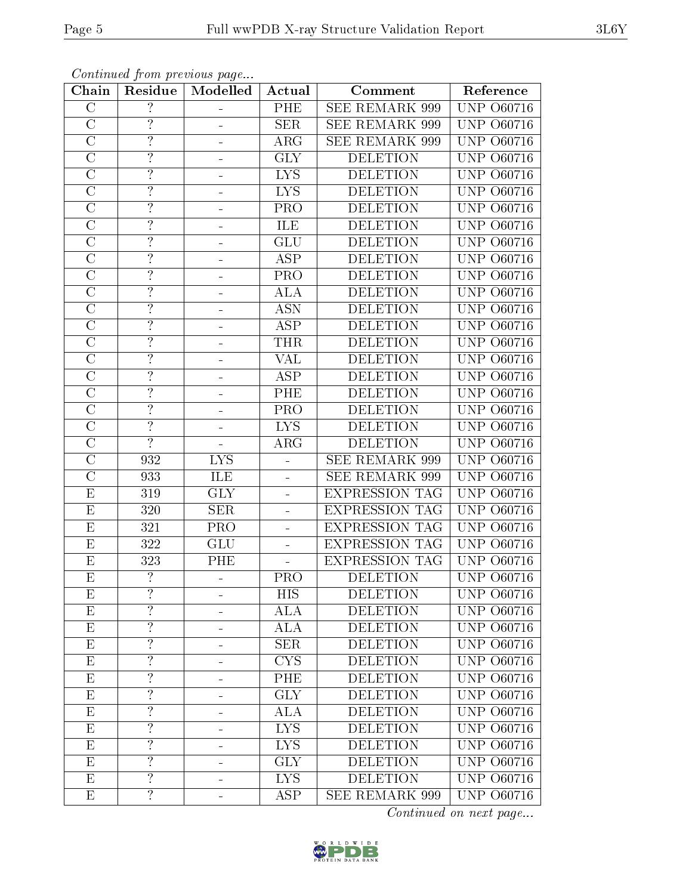*Continued from previous page...*

| Chain | Residue | Modelled | Actual | Comment | Reference |
|---|---|---|---|---|---|
| C | ? | - | PHE | SEE REMARK 999 | UNP O60716 |
| C | ? | - | SER | SEE REMARK 999 | UNP O60716 |
| C | ? | - | ARG | SEE REMARK 999 | UNP O60716 |
| C | ? | - | GLY | DELETION | UNP O60716 |
| C | ? | - | LYS | DELETION | UNP O60716 |
| C | ? | - | LYS | DELETION | UNP O60716 |
| C | ? | - | PRO | DELETION | UNP O60716 |
| C | ? | - | ILE | DELETION | UNP O60716 |
| C | ? | - | GLU | DELETION | UNP O60716 |
| C | ? | - | ASP | DELETION | UNP O60716 |
| C | ? | - | PRO | DELETION | UNP O60716 |
| C | ? | - | ALA | DELETION | UNP O60716 |
| C | ? | - | ASN | DELETION | UNP O60716 |
| C | ? | - | ASP | DELETION | UNP O60716 |
| C | ? | - | THR | DELETION | UNP O60716 |
| C | ? | - | VAL | DELETION | UNP O60716 |
| C | ? | - | ASP | DELETION | UNP O60716 |
| C | ? | - | PHE | DELETION | UNP O60716 |
| C | ? | - | PRO | DELETION | UNP O60716 |
| C | ? | - | LYS | DELETION | UNP O60716 |
| C | ? | - | ARG | DELETION | UNP O60716 |
| C | 932 | LYS | - | SEE REMARK 999 | UNP O60716 |
| C | 933 | ILE | - | SEE REMARK 999 | UNP O60716 |
| E | 319 | GLY | - | EXPRESSION TAG | UNP O60716 |
| E | 320 | SER | - | EXPRESSION TAG | UNP O60716 |
| E | 321 | PRO | - | EXPRESSION TAG | UNP O60716 |
| E | 322 | GLU | - | EXPRESSION TAG | UNP O60716 |
| E | 323 | PHE | - | EXPRESSION TAG | UNP O60716 |
| E | ? | - | PRO | DELETION | UNP O60716 |
| E | ? | - | HIS | DELETION | UNP O60716 |
| E | ? | - | ALA | DELETION | UNP O60716 |
| E | ? | - | ALA | DELETION | UNP O60716 |
| E | ? | - | SER | DELETION | UNP O60716 |
| E | ? | - | CYS | DELETION | UNP O60716 |
| E | ? | - | PHE | DELETION | UNP O60716 |
| E | ? | - | GLY | DELETION | UNP O60716 |
| E | ? | - | ALA | DELETION | UNP O60716 |
| E | ? | - | LYS | DELETION | UNP O60716 |
| E | ? | - | LYS | DELETION | UNP O60716 |
| E | ? | - | GLY | DELETION | UNP O60716 |
| E | ? | - | LYS | DELETION | UNP O60716 |
| E | ? | - | ASP | SEE REMARK 999 | UNP O60716 |

*Continued on next page...*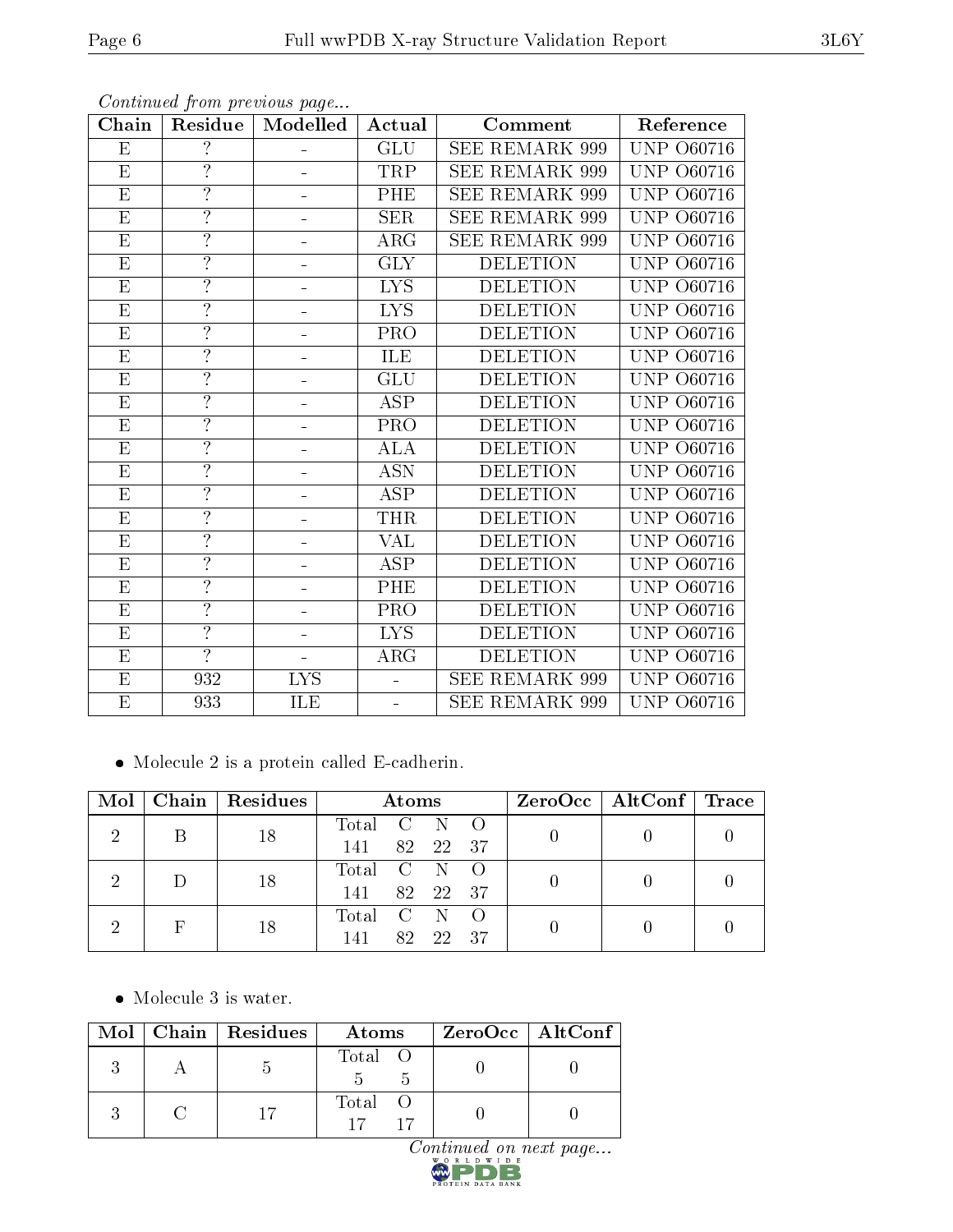*Continued from previous page...*

| Chain | Residue | Modelled | Actual | Comment | Reference |
|---|---|---|---|---|---|
| E | ? | - | GLU | SEE REMARK 999 | UNP O60716 |
| E | ? | - | TRP | SEE REMARK 999 | UNP O60716 |
| E | ? | - | PHE | SEE REMARK 999 | UNP O60716 |
| E | ? | - | SER | SEE REMARK 999 | UNP O60716 |
| E | ? | - | ARG | SEE REMARK 999 | UNP O60716 |
| E | ? | - | GLY | DELETION | UNP O60716 |
| E | ? | - | LYS | DELETION | UNP O60716 |
| E | ? | - | LYS | DELETION | UNP O60716 |
| E | ? | - | PRO | DELETION | UNP O60716 |
| E | ? | - | ILE | DELETION | UNP O60716 |
| E | ? | - | GLU | DELETION | UNP O60716 |
| E | ? | - | ASP | DELETION | UNP O60716 |
| E | ? | - | PRO | DELETION | UNP O60716 |
| E | ? | - | ALA | DELETION | UNP O60716 |
| E | ? | - | ASN | DELETION | UNP O60716 |
| E | ? | - | ASP | DELETION | UNP O60716 |
| E | ? | - | THR | DELETION | UNP O60716 |
| E | ? | - | VAL | DELETION | UNP O60716 |
| E | ? | - | ASP | DELETION | UNP O60716 |
| E | ? | - | PHE | DELETION | UNP O60716 |
| E | ? | - | PRO | DELETION | UNP O60716 |
| E | ? | - | LYS | DELETION | UNP O60716 |
| E | ? | - | ARG | DELETION | UNP O60716 |
| E | 932 | LYS | - | SEE REMARK 999 | UNP O60716 |
| E | 933 | ILE | - | SEE REMARK 999 | UNP O60716 |

- Molecule 2 is a protein called E-cadherin.

| Mol | Chain | Residues | Atoms | ZeroOcc | AltConf | Trace |
|---|---|---|---|---|---|---|
| 2 | B | 18 | Total C N O<br>141 82 22 37 | 0 | 0 | 0 |
| 2 | D | 18 | Total C N O<br>141 82 22 37 | 0 | 0 | 0 |
| 2 | F | 18 | Total C N O<br>141 82 22 37 | 0 | 0 | 0 |

- Molecule 3 is water.

| Mol | Chain | Residues | Atoms | ZeroOcc | AltConf |
|---|---|---|---|---|---|
| 3 | A | 5 | Total O<br>5 5 | 0 | 0 |
| 3 | C | 17 | Total O<br>17 17 | 0 | 0 |

*Continued on next page...*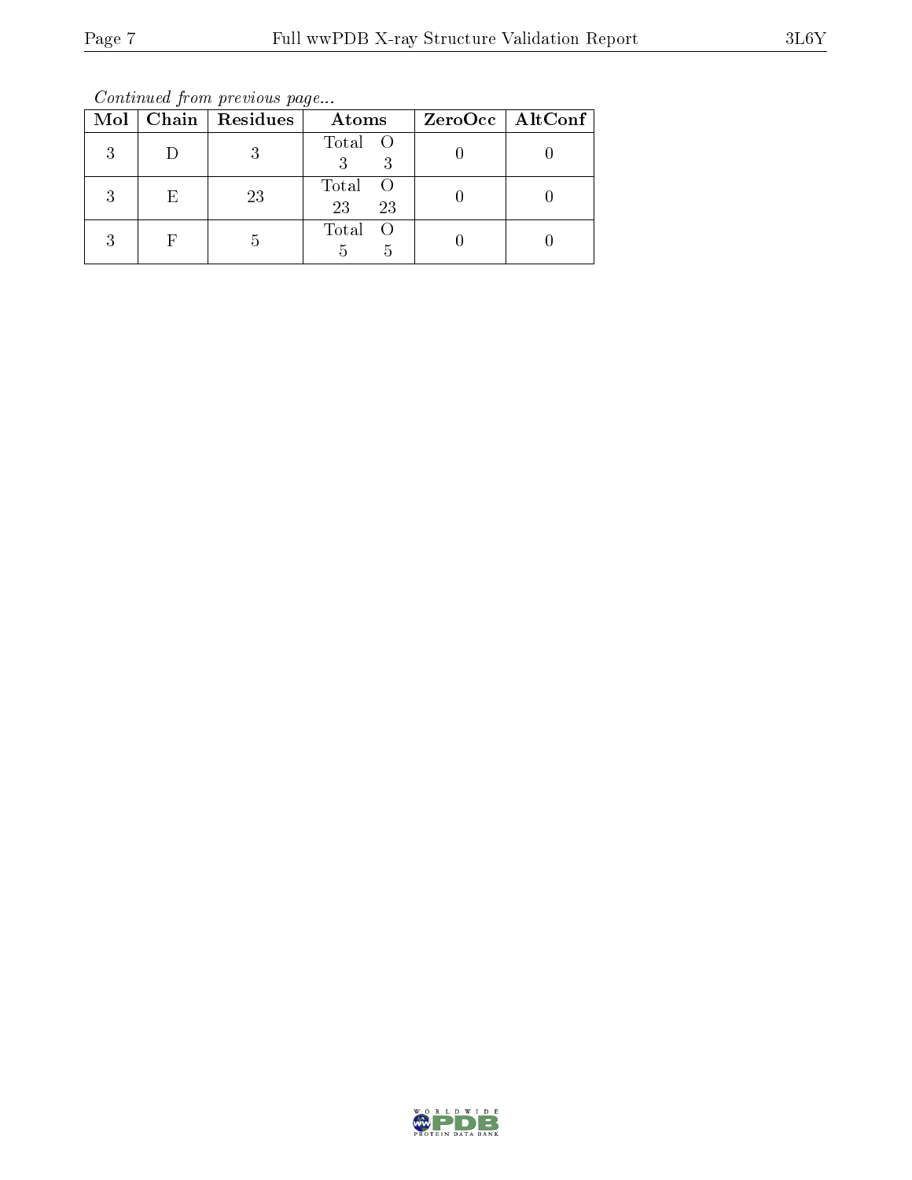*Continued from previous page...*

| Mol | Chain | Residues | Atoms | ZeroOcc | AltConf |
|---|---|---|---|---|---|
| 3 | D | 3 | Total O<br>3 3 | 0 | 0 |
| 3 | E | 23 | Total O<br>23 23 | 0 | 0 |
| 3 | F | 5 | Total O<br>5 5 | 0 | 0 |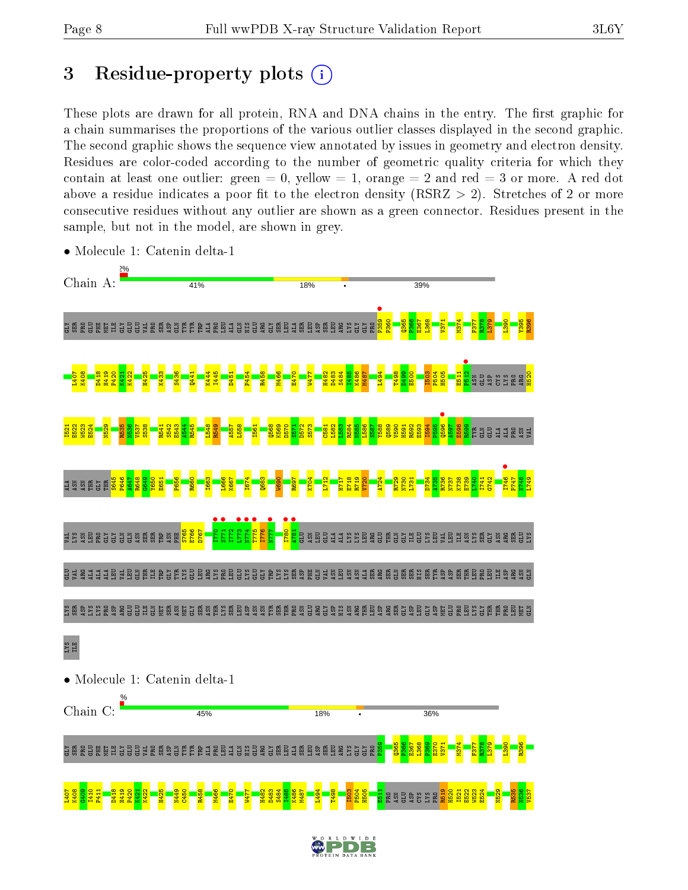# 3 Residue-property plots

These plots are drawn for all protein, RNA and DNA chains in the entry. The first graphic for a chain summarises the proportions of the various outlier classes displayed in the second graphic. The second graphic shows the sequence view annotated by issues in geometry and electron density. Residues are color-coded according to the number of geometric quality criteria for which they contain at least one outlier: green = 0, yellow = 1, orange = 2 and red = 3 or more. A red dot above a residue indicates a poor fit to the electron density (RSRZ > 2). Stretches of 2 or more consecutive residues without any outlier are shown as a green connector. Residues present in the sample, but not in the model, are shown in grey.

- Molecule 1: Catenin delta-1

Chain A: 2% | 41% | 18% | • | 39%

- Molecule 1: Catenin delta-1

Chain C: % | 45% | 18% | • | 36%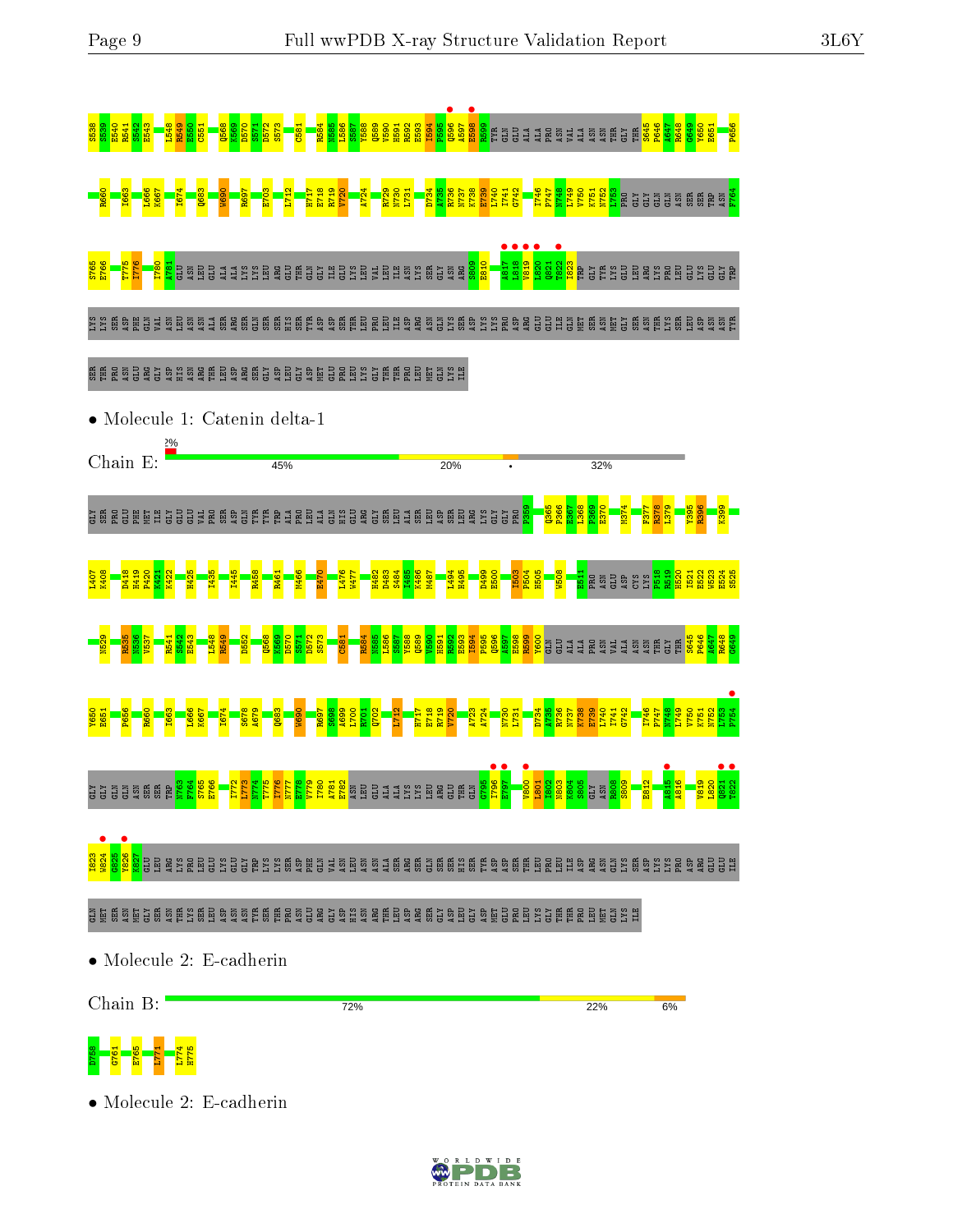S538 S539 E540 R541 S542 E543 L548 R549 E550 C551 Q568 K569 D570 S571 D572 S573 C581 R584 N585 L586 S587 Y588 Q589 V590 H591 R592 E593 I594 P595 Q596 A597 E598 R599 TYR GLN GLU ALA ALA PRO ASN VAL ALA ASN ASN THR GLY THR S645 P646 A647 R648 G649 Y650 E651 P656

R660 I663 L666 K667 I674 Q683 W690 R697 E703 L712 H717 E718 R719 V720 A724 R729 N730 L731 D734 A735 R736 N737 K738 E739 L740 I741 G742 I746 P747 N748 L749 V750 K751 N752 L753 PRO GLY GLY GLN GLN ASN SER SER TRP ASN F764

S765 E766 T775 I776 I780 A781 GLU ASN LEU GLU ALA ALA LYS LYS LEU ARG GLU THR GLN GLY ILE GLU LYS LEU VAL LEU ILE ASN LYS SER GLY ASN ARG S809 E810 A817 L818 V819 L820 Q821 T822 I823 TRP GLY TYR LYS GLU LEU ARG LYS PRO LEU GLU LYS GLU GLY TRP

LYS LYS SER ASP PHE GLN VAL ASN LEU ASN ASN ALA SER ARG SER GLN SER SER HIS SER TYR ASP ASP SER THR LEU PRO LEU ILE ASP ARG ASN GLN LYS SER ASP LYS LYS PRO ASP ARG GLU GLU ILE GLN MET SER ASN MET GLY SER ASN THR LYS SER LEU ASP ASN ASN TYR

SER THR PRO ASN GLU ARG GLY ASP HIS ASN ARG THR LEU ASP ARG SER GLY ASP LEU GLY ASP MET GLU PRO LEU LYS GLY THR THR PRO LEU MET GLN LYS ILE

- Molecule 1: Catenin delta-1

Chain E: 2% | 45% | 20% | • | 32%

GLY SER PRO GLU PHE MET ILE GLY GLU GLU VAL PRO SER ASP GLN TYR TYR TRP ALA PRO LEU ALA GLN HIS GLU ARG GLY SER LEU ALA SER LEU ASP SER LEU ARG LYS GLY GLY PRO P359 Q365 P366 E367 L368 P369 E370 M374 F377 R378 L379 Y395 R396 K399

L407 K408 D418 H419 P420 K421 K422 H425 I435 I445 R458 R461 M466 E470 L476 W477 H482 D483 S484 I485 K486 M487 L494 H495 D499 E500 I503 P504 H505 W508 E511 PRO ASN GLU ASP CYS LYS P518 K519 H520 I521 E522 W523 E524 S525

N529 R535 N536 V537 R541 S542 E543 L548 R549 D552 Q568 K569 D570 L571 D572 S573 C581 R584 N585 L586 S587 Y588 Q589 V590 H591 R592 E593 I594 P595 Q596 A597 E598 R599 Y600 GLN GLU ALA ALA PRO ASN VAL ALA ASN ASN THR GLY THR S645 P646 A647 R648 G649

Y650 E651 P656 R660 I663 L666 K667 I674 S678 A679 Q683 W690 R697 S698 A699 L700 R701 Q702 L712 H717 E718 R719 V720 A723 A724 N730 L731 D734 A735 R736 N737 K738 E739 L740 I741 G742 I746 P747 N748 L749 V750 K751 N752 L753 F754

GLY GLY GLN GLN ASN SER SER TRP N763 F764 S765 E766 I772 L773 N774 T775 I776 E778 I779 I780 A781 E782 ASN LEU GLU ALA ALA LYS LYS LEU ARG GLU THR GLN G795 I796 E797 V800 L801 I802 N803 K804 S805 GLY ASN R808 S809 E812 A815 A816 V819 L820 Q821 T822

I823 W824 G825 Y826 K827 GLU LEU ARG LYS PRO LEU GLU LYS GLU GLY TRP LYS LYS SER ASP PHE GLN VAL ASN LEU ASN ASN ALA SER ARG SER GLN SER SER HIS SER TYR ASP ASP SER THR LEU PRO LEU ILE ASP ARG ASN GLN LYS SER ASP LYS LYS PRO ASP ARG GLU GLU ILE

GLN MET SER ASN MET GLY SER ASN THR LYS SER LEU ASP ASN ASN TYR SER THR PRO ASN GLU ARG GLY ASP HIS ASN ARG THR LEU ASP ARG SER GLY ASP LEU GLY ASP MET GLU PRO LEU LYS GLY THR THR PRO LEU MET GLN LYS ILE

- Molecule 2: E-cadherin

Chain B: 72% | 22% | 6%

D758 G761 E765 L771 L774 H775

- Molecule 2: E-cadherin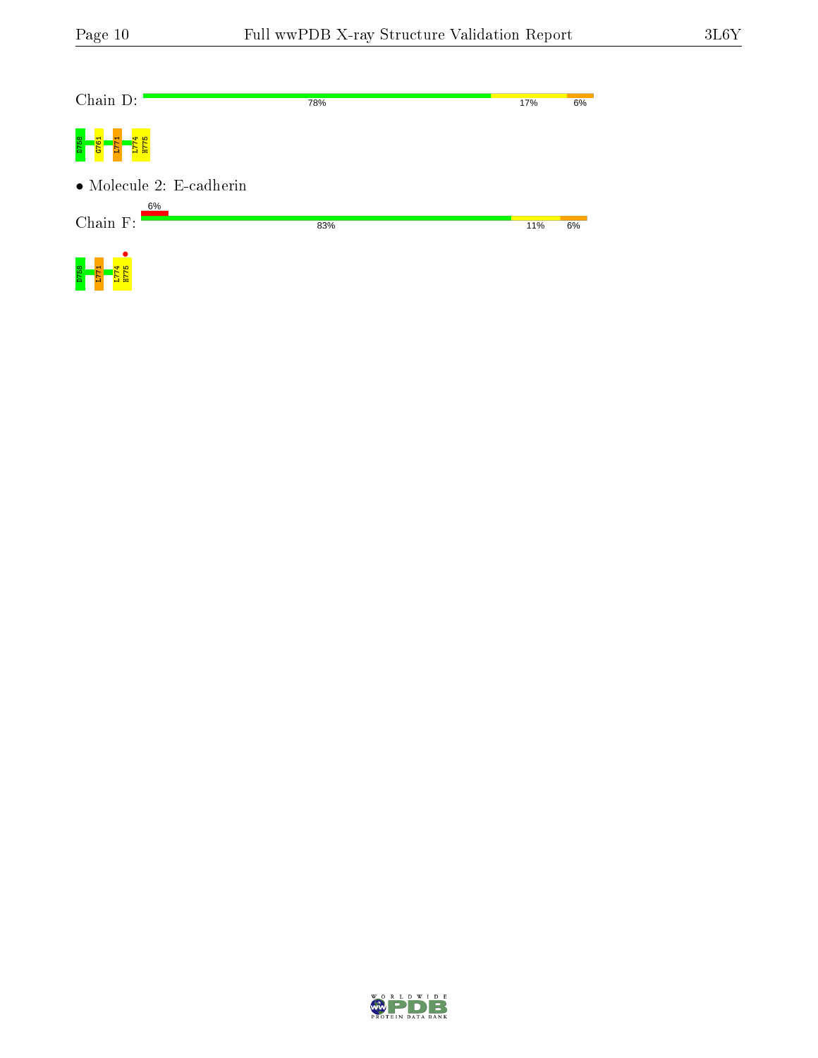Chain D: 78% 17% 6%

D758 G761 L771 L774 H775

- Molecule 2: E-cadherin

Chain F: 6% 83% 11% 6%

D758 L771 L774 H775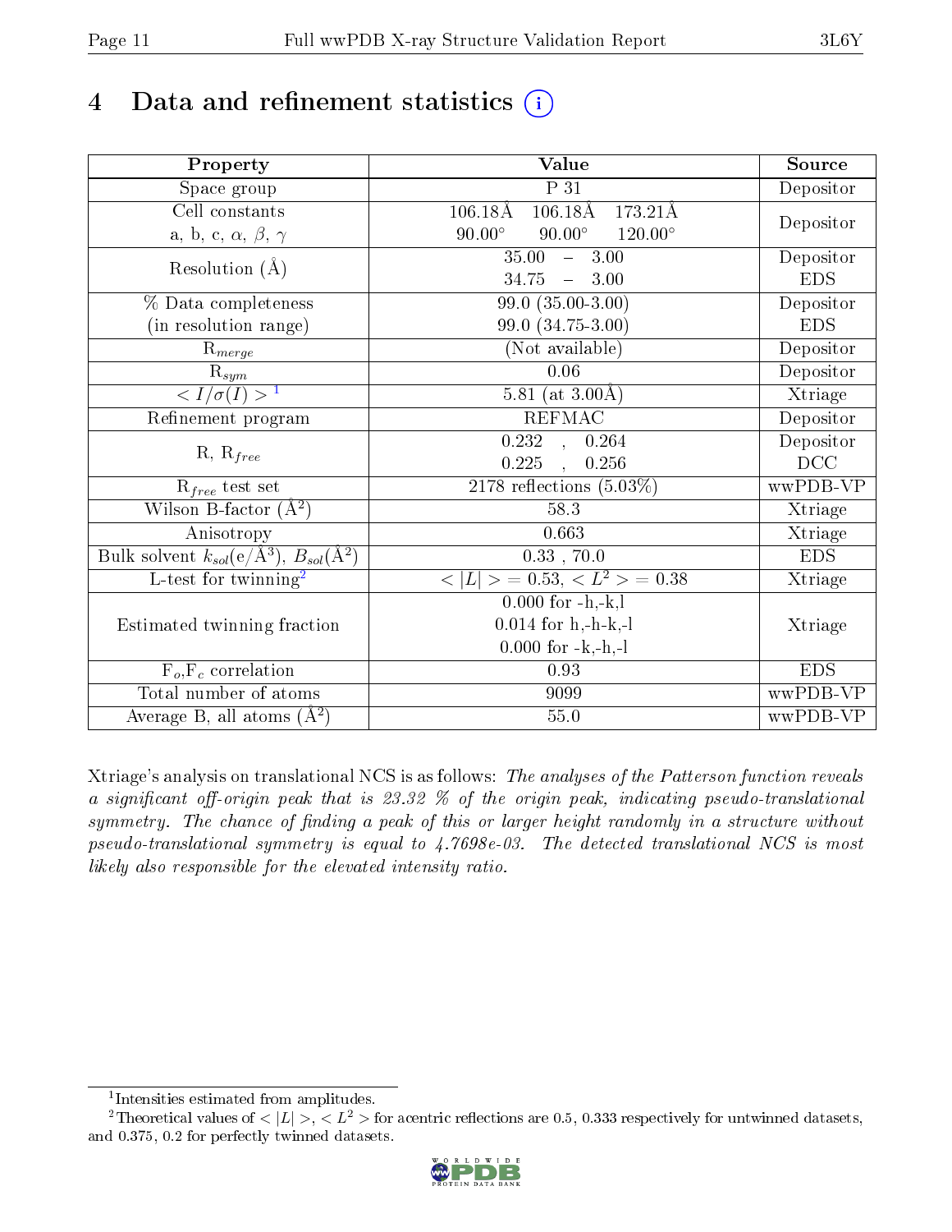# 4 Data and refinement statistics

| Property | Value | Source |
|---|---|---|
| Space group | P 31 | Depositor |
| Cell constants<br>a, b, c, $\alpha$, $\beta$, $\gamma$ | 106.18Å 106.18Å 173.21Å<br>90.00° 90.00° 120.00° | Depositor |
| Resolution (Å) | 35.00 – 3.00<br>34.75 – 3.00 | Depositor<br>EDS |
| % Data completeness<br>(in resolution range) | 99.0 (35.00-3.00)<br>99.0 (34.75-3.00) | Depositor<br>EDS |
| $R_{merge}$ | (Not available) | Depositor |
| $R_{sym}$ | 0.06 | Depositor |
| $< I/\sigma(I) >$ [1] | 5.81 (at 3.00Å) | Xtriage |
| Refinement program | REFMAC | Depositor |
| R, $R_{free}$ | 0.232 , 0.264<br>0.225 , 0.256 | Depositor<br>DCC |
| $R_{free}$ test set | 2178 reflections (5.03%) | wwPDB-VP |
| Wilson B-factor ($Å^2$) | 58.3 | Xtriage |
| Anisotropy | 0.663 | Xtriage |
| Bulk solvent $k_{sol}$(e/$Å^3$), $B_{sol}$($Å^2$) | 0.33 , 70.0 | EDS |
| L-test for twinning[2] | $< \|L\| > = 0.53$, $< L^2 > = 0.38$ | Xtriage |
| Estimated twinning fraction | 0.000 for -h,-k,l<br>0.014 for h,-h-k,-l<br>0.000 for -k,-h,-l | Xtriage |
| $F_o$,$F_c$ correlation | 0.93 | EDS |
| Total number of atoms | 9099 | wwPDB-VP |
| Average B, all atoms ($Å^2$) | 55.0 | wwPDB-VP |

Xtriage's analysis on translational NCS is as follows: *The analyses of the Patterson function reveals a significant off-origin peak that is 23.32 % of the origin peak, indicating pseudo-translational symmetry. The chance of finding a peak of this or larger height randomly in a structure without pseudo-translational symmetry is equal to 4.7698e-03. The detected translational NCS is most likely also responsible for the elevated intensity ratio.*

[1] Intensities estimated from amplitudes.

[2] Theoretical values of $< |L| >$, $< L^2 >$ for acentric reflections are 0.5, 0.333 respectively for untwinned datasets, and 0.375, 0.2 for perfectly twinned datasets.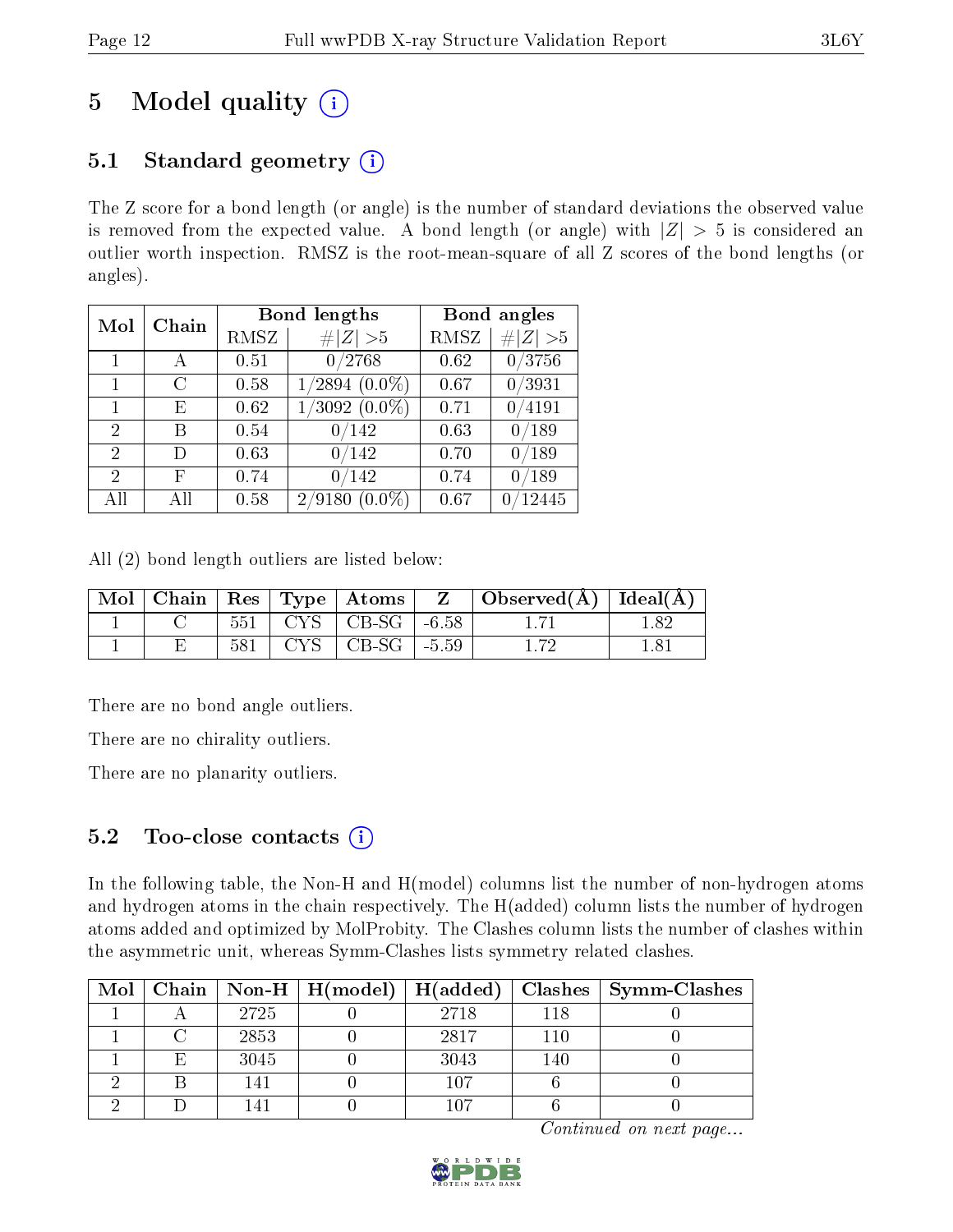# 5 Model quality (i)

## 5.1 Standard geometry (i)

The Z score for a bond length (or angle) is the number of standard deviations the observed value is removed from the expected value. A bond length (or angle) with $|Z| > 5$ is considered an outlier worth inspection. RMSZ is the root-mean-square of all Z scores of the bond lengths (or angles).

| Mol | Chain | Bond lengths | | Bond angles | |
|---|---|---|---|---|---|
| | | RMSZ | #\|Z\| >5 | RMSZ | #\|Z\| >5 |
| 1 | A | 0.51 | 0/2768 | 0.62 | 0/3756 |
| 1 | C | 0.58 | 1/2894 (0.0%) | 0.67 | 0/3931 |
| 1 | E | 0.62 | 1/3092 (0.0%) | 0.71 | 0/4191 |
| 2 | B | 0.54 | 0/142 | 0.63 | 0/189 |
| 2 | D | 0.63 | 0/142 | 0.70 | 0/189 |
| 2 | F | 0.74 | 0/142 | 0.74 | 0/189 |
| All | All | 0.58 | 2/9180 (0.0%) | 0.67 | 0/12445 |

All (2) bond length outliers are listed below:

| Mol | Chain | Res | Type | Atoms | Z | Observed(Å) | Ideal(Å) |
|---|---|---|---|---|---|---|---|
| 1 | C | 551 | CYS | CB-SG | -6.58 | 1.71 | 1.82 |
| 1 | E | 581 | CYS | CB-SG | -5.59 | 1.72 | 1.81 |

There are no bond angle outliers.

There are no chirality outliers.

There are no planarity outliers.

## 5.2 Too-close contacts (i)

In the following table, the Non-H and H(model) columns list the number of non-hydrogen atoms and hydrogen atoms in the chain respectively. The H(added) column lists the number of hydrogen atoms added and optimized by MolProbity. The Clashes column lists the number of clashes within the asymmetric unit, whereas Symm-Clashes lists symmetry related clashes.

| Mol | Chain | Non-H | H(model) | H(added) | Clashes | Symm-Clashes |
|---|---|---|---|---|---|---|
| 1 | A | 2725 | 0 | 2718 | 118 | 0 |
| 1 | C | 2853 | 0 | 2817 | 110 | 0 |
| 1 | E | 3045 | 0 | 3043 | 140 | 0 |
| 2 | B | 141 | 0 | 107 | 6 | 0 |
| 2 | D | 141 | 0 | 107 | 6 | 0 |

*Continued on next page...*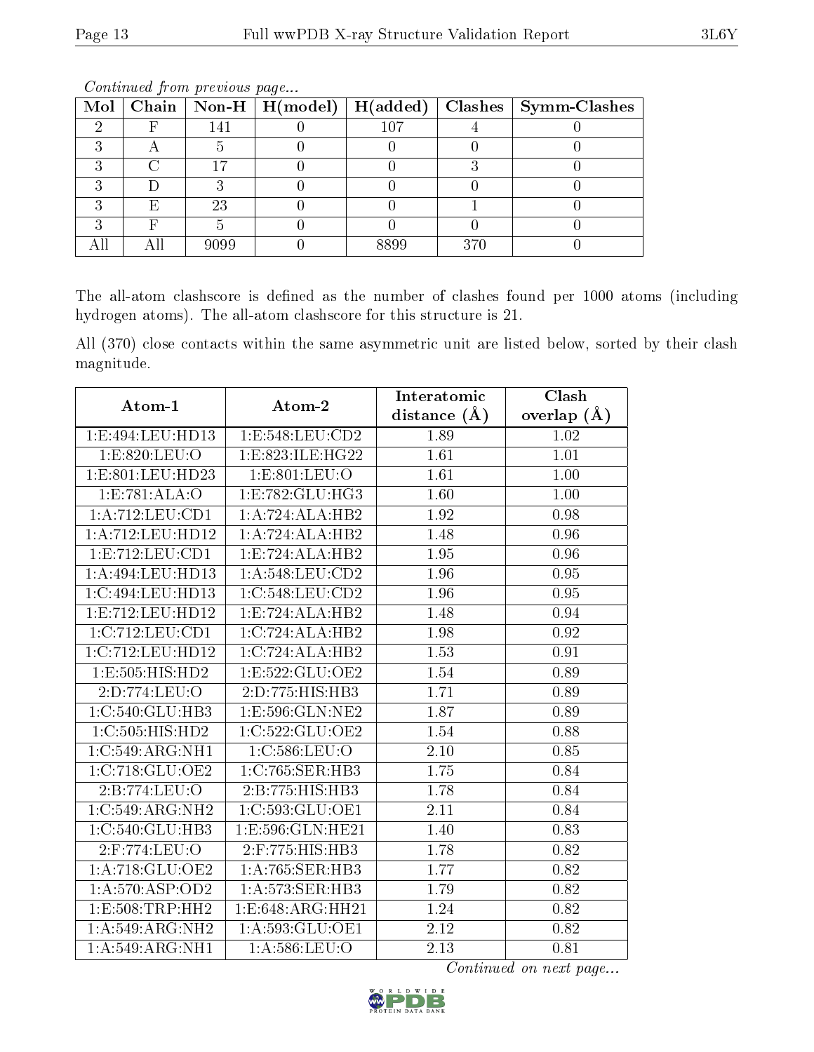*Continued from previous page...*

| Mol | Chain | Non-H | H(model) | H(added) | Clashes | Symm-Clashes |
|---|---|---|---|---|---|---|
| 2 | F | 141 | 0 | 107 | 4 | 0 |
| 3 | A | 5 | 0 | 0 | 0 | 0 |
| 3 | C | 17 | 0 | 0 | 3 | 0 |
| 3 | D | 3 | 0 | 0 | 0 | 0 |
| 3 | E | 23 | 0 | 0 | 1 | 0 |
| 3 | F | 5 | 0 | 0 | 0 | 0 |
| All | All | 9099 | 0 | 8899 | 370 | 0 |

The all-atom clashscore is defined as the number of clashes found per 1000 atoms (including hydrogen atoms). The all-atom clashscore for this structure is 21.

All (370) close contacts within the same asymmetric unit are listed below, sorted by their clash magnitude.

| Atom-1 | Atom-2 | Interatomic distance (Å) | Clash overlap (Å) |
|---|---|---|---|
| 1:E:494:LEU:HD13 | 1:E:548:LEU:CD2 | 1.89 | 1.02 |
| 1:E:820:LEU:O | 1:E:823:ILE:HG22 | 1.61 | 1.01 |
| 1:E:801:LEU:HD23 | 1:E:801:LEU:O | 1.61 | 1.00 |
| 1:E:781:ALA:O | 1:E:782:GLU:HG3 | 1.60 | 1.00 |
| 1:A:712:LEU:CD1 | 1:A:724:ALA:HB2 | 1.92 | 0.98 |
| 1:A:712:LEU:HD12 | 1:A:724:ALA:HB2 | 1.48 | 0.96 |
| 1:E:712:LEU:CD1 | 1:E:724:ALA:HB2 | 1.95 | 0.96 |
| 1:A:494:LEU:HD13 | 1:A:548:LEU:CD2 | 1.96 | 0.95 |
| 1:C:494:LEU:HD13 | 1:C:548:LEU:CD2 | 1.96 | 0.95 |
| 1:E:712:LEU:HD12 | 1:E:724:ALA:HB2 | 1.48 | 0.94 |
| 1:C:712:LEU:CD1 | 1:C:724:ALA:HB2 | 1.98 | 0.92 |
| 1:C:712:LEU:HD12 | 1:C:724:ALA:HB2 | 1.53 | 0.91 |
| 1:E:505:HIS:HD2 | 1:E:522:GLU:OE2 | 1.54 | 0.89 |
| 2:D:774:LEU:O | 2:D:775:HIS:HB3 | 1.71 | 0.89 |
| 1:C:540:GLU:HB3 | 1:E:596:GLN:NE2 | 1.87 | 0.89 |
| 1:C:505:HIS:HD2 | 1:C:522:GLU:OE2 | 1.54 | 0.88 |
| 1:C:549:ARG:NH1 | 1:C:586:LEU:O | 2.10 | 0.85 |
| 1:C:718:GLU:OE2 | 1:C:765:SER:HB3 | 1.75 | 0.84 |
| 2:B:774:LEU:O | 2:B:775:HIS:HB3 | 1.78 | 0.84 |
| 1:C:549:ARG:NH2 | 1:C:593:GLU:OE1 | 2.11 | 0.84 |
| 1:C:540:GLU:HB3 | 1:E:596:GLN:HE21 | 1.40 | 0.83 |
| 2:F:774:LEU:O | 2:F:775:HIS:HB3 | 1.78 | 0.82 |
| 1:A:718:GLU:OE2 | 1:A:765:SER:HB3 | 1.77 | 0.82 |
| 1:A:570:ASP:OD2 | 1:A:573:SER:HB3 | 1.79 | 0.82 |
| 1:E:508:TRP:HH2 | 1:E:648:ARG:HH21 | 1.24 | 0.82 |
| 1:A:549:ARG:NH2 | 1:A:593:GLU:OE1 | 2.12 | 0.82 |
| 1:A:549:ARG:NH1 | 1:A:586:LEU:O | 2.13 | 0.81 |

*Continued on next page...*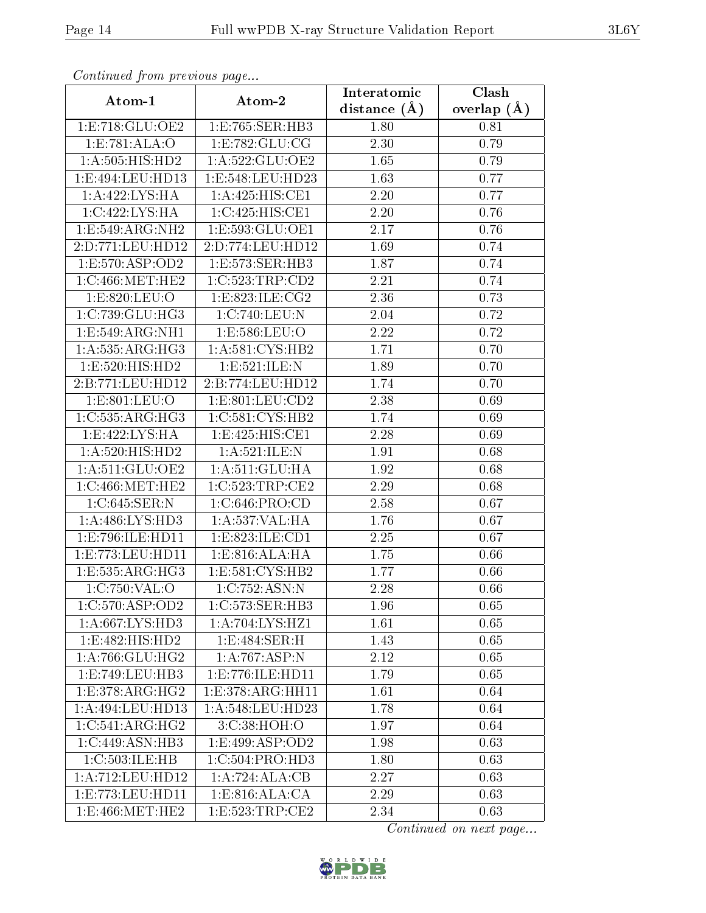*Continued from previous page...*

| Atom-1 | Atom-2 | Interatomic distance (Å) | Clash overlap (Å) |
|---|---|---|---|
| 1:E:718:GLU:OE2 | 1:E:765:SER:HB3 | 1.80 | 0.81 |
| 1:E:781:ALA:O | 1:E:782:GLU:CG | 2.30 | 0.79 |
| 1:A:505:HIS:HD2 | 1:A:522:GLU:OE2 | 1.65 | 0.79 |
| 1:E:494:LEU:HD13 | 1:E:548:LEU:HD23 | 1.63 | 0.77 |
| 1:A:422:LYS:HA | 1:A:425:HIS:CE1 | 2.20 | 0.77 |
| 1:C:422:LYS:HA | 1:C:425:HIS:CE1 | 2.20 | 0.76 |
| 1:E:549:ARG:NH2 | 1:E:593:GLU:OE1 | 2.17 | 0.76 |
| 2:D:771:LEU:HD12 | 2:D:774:LEU:HD12 | 1.69 | 0.74 |
| 1:E:570:ASP:OD2 | 1:E:573:SER:HB3 | 1.87 | 0.74 |
| 1:C:466:MET:HE2 | 1:C:523:TRP:CD2 | 2.21 | 0.74 |
| 1:E:820:LEU:O | 1:E:823:ILE:CG2 | 2.36 | 0.73 |
| 1:C:739:GLU:HG3 | 1:C:740:LEU:N | 2.04 | 0.72 |
| 1:E:549:ARG:NH1 | 1:E:586:LEU:O | 2.22 | 0.72 |
| 1:A:535:ARG:HG3 | 1:A:581:CYS:HB2 | 1.71 | 0.70 |
| 1:E:520:HIS:HD2 | 1:E:521:ILE:N | 1.89 | 0.70 |
| 2:B:771:LEU:HD12 | 2:B:774:LEU:HD12 | 1.74 | 0.70 |
| 1:E:801:LEU:O | 1:E:801:LEU:CD2 | 2.38 | 0.69 |
| 1:C:535:ARG:HG3 | 1:C:581:CYS:HB2 | 1.74 | 0.69 |
| 1:E:422:LYS:HA | 1:E:425:HIS:CE1 | 2.28 | 0.69 |
| 1:A:520:HIS:HD2 | 1:A:521:ILE:N | 1.91 | 0.68 |
| 1:A:511:GLU:OE2 | 1:A:511:GLU:HA | 1.92 | 0.68 |
| 1:C:466:MET:HE2 | 1:C:523:TRP:CE2 | 2.29 | 0.68 |
| 1:C:645:SER:N | 1:C:646:PRO:CD | 2.58 | 0.67 |
| 1:A:486:LYS:HD3 | 1:A:537:VAL:HA | 1.76 | 0.67 |
| 1:E:796:ILE:HD11 | 1:E:823:ILE:CD1 | 2.25 | 0.67 |
| 1:E:773:LEU:HD11 | 1:E:816:ALA:HA | 1.75 | 0.66 |
| 1:E:535:ARG:HG3 | 1:E:581:CYS:HB2 | 1.77 | 0.66 |
| 1:C:750:VAL:O | 1:C:752:ASN:N | 2.28 | 0.66 |
| 1:C:570:ASP:OD2 | 1:C:573:SER:HB3 | 1.96 | 0.65 |
| 1:A:667:LYS:HD3 | 1:A:704:LYS:HZ1 | 1.61 | 0.65 |
| 1:E:482:HIS:HD2 | 1:E:484:SER:H | 1.43 | 0.65 |
| 1:A:766:GLU:HG2 | 1:A:767:ASP:N | 2.12 | 0.65 |
| 1:E:749:LEU:HB3 | 1:E:776:ILE:HD11 | 1.79 | 0.65 |
| 1:E:378:ARG:HG2 | 1:E:378:ARG:HH11 | 1.61 | 0.64 |
| 1:A:494:LEU:HD13 | 1:A:548:LEU:HD23 | 1.78 | 0.64 |
| 1:C:541:ARG:HG2 | 3:C:38:HOH:O | 1.97 | 0.64 |
| 1:C:449:ASN:HB3 | 1:E:499:ASP:OD2 | 1.98 | 0.63 |
| 1:C:503:ILE:HB | 1:C:504:PRO:HD3 | 1.80 | 0.63 |
| 1:A:712:LEU:HD12 | 1:A:724:ALA:CB | 2.27 | 0.63 |
| 1:E:773:LEU:HD11 | 1:E:816:ALA:CA | 2.29 | 0.63 |
| 1:E:466:MET:HE2 | 1:E:523:TRP:CE2 | 2.34 | 0.63 |

*Continued on next page...*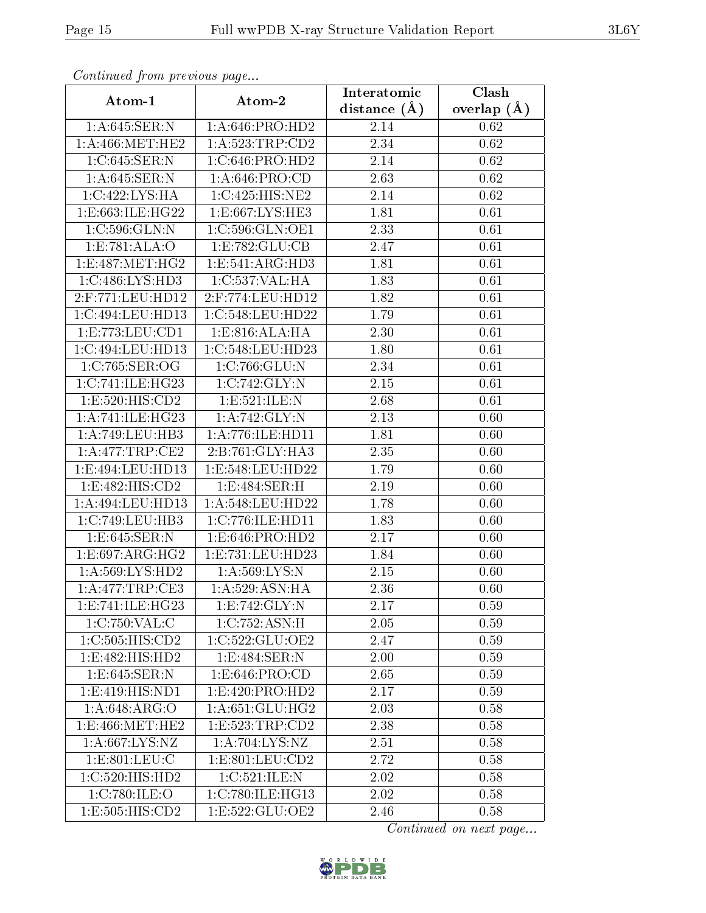*Continued from previous page...*

| Atom-1 | Atom-2 | Interatomic distance (Å) | Clash overlap (Å) |
|---|---|---|---|
| 1:A:645:SER:N | 1:A:646:PRO:HD2 | 2.14 | 0.62 |
| 1:A:466:MET:HE2 | 1:A:523:TRP:CD2 | 2.34 | 0.62 |
| 1:C:645:SER:N | 1:C:646:PRO:HD2 | 2.14 | 0.62 |
| 1:A:645:SER:N | 1:A:646:PRO:CD | 2.63 | 0.62 |
| 1:C:422:LYS:HA | 1:C:425:HIS:NE2 | 2.14 | 0.62 |
| 1:E:663:ILE:HG22 | 1:E:667:LYS:HE3 | 1.81 | 0.61 |
| 1:C:596:GLN:N | 1:C:596:GLN:OE1 | 2.33 | 0.61 |
| 1:E:781:ALA:O | 1:E:782:GLU:CB | 2.47 | 0.61 |
| 1:E:487:MET:HG2 | 1:E:541:ARG:HD3 | 1.81 | 0.61 |
| 1:C:486:LYS:HD3 | 1:C:537:VAL:HA | 1.83 | 0.61 |
| 2:F:771:LEU:HD12 | 2:F:774:LEU:HD12 | 1.82 | 0.61 |
| 1:C:494:LEU:HD13 | 1:C:548:LEU:HD22 | 1.79 | 0.61 |
| 1:E:773:LEU:CD1 | 1:E:816:ALA:HA | 2.30 | 0.61 |
| 1:C:494:LEU:HD13 | 1:C:548:LEU:HD23 | 1.80 | 0.61 |
| 1:C:765:SER:OG | 1:C:766:GLU:N | 2.34 | 0.61 |
| 1:C:741:ILE:HG23 | 1:C:742:GLY:N | 2.15 | 0.61 |
| 1:E:520:HIS:CD2 | 1:E:521:ILE:N | 2.68 | 0.61 |
| 1:A:741:ILE:HG23 | 1:A:742:GLY:N | 2.13 | 0.60 |
| 1:A:749:LEU:HB3 | 1:A:776:ILE:HD11 | 1.81 | 0.60 |
| 1:A:477:TRP:CE2 | 2:B:761:GLY:HA3 | 2.35 | 0.60 |
| 1:E:494:LEU:HD13 | 1:E:548:LEU:HD22 | 1.79 | 0.60 |
| 1:E:482:HIS:CD2 | 1:E:484:SER:H | 2.19 | 0.60 |
| 1:A:494:LEU:HD13 | 1:A:548:LEU:HD22 | 1.78 | 0.60 |
| 1:C:749:LEU:HB3 | 1:C:776:ILE:HD11 | 1.83 | 0.60 |
| 1:E:645:SER:N | 1:E:646:PRO:HD2 | 2.17 | 0.60 |
| 1:E:697:ARG:HG2 | 1:E:731:LEU:HD23 | 1.84 | 0.60 |
| 1:A:569:LYS:HD2 | 1:A:569:LYS:N | 2.15 | 0.60 |
| 1:A:477:TRP:CE3 | 1:A:529:ASN:HA | 2.36 | 0.60 |
| 1:E:741:ILE:HG23 | 1:E:742:GLY:N | 2.17 | 0.59 |
| 1:C:750:VAL:C | 1:C:752:ASN:H | 2.05 | 0.59 |
| 1:C:505:HIS:CD2 | 1:C:522:GLU:OE2 | 2.47 | 0.59 |
| 1:E:482:HIS:HD2 | 1:E:484:SER:N | 2.00 | 0.59 |
| 1:E:645:SER:N | 1:E:646:PRO:CD | 2.65 | 0.59 |
| 1:E:419:HIS:ND1 | 1:E:420:PRO:HD2 | 2.17 | 0.59 |
| 1:A:648:ARG:O | 1:A:651:GLU:HG2 | 2.03 | 0.58 |
| 1:E:466:MET:HE2 | 1:E:523:TRP:CD2 | 2.38 | 0.58 |
| 1:A:667:LYS:NZ | 1:A:704:LYS:NZ | 2.51 | 0.58 |
| 1:E:801:LEU:C | 1:E:801:LEU:CD2 | 2.72 | 0.58 |
| 1:C:520:HIS:HD2 | 1:C:521:ILE:N | 2.02 | 0.58 |
| 1:C:780:ILE:O | 1:C:780:ILE:HG13 | 2.02 | 0.58 |
| 1:E:505:HIS:CD2 | 1:E:522:GLU:OE2 | 2.46 | 0.58 |

*Continued on next page...*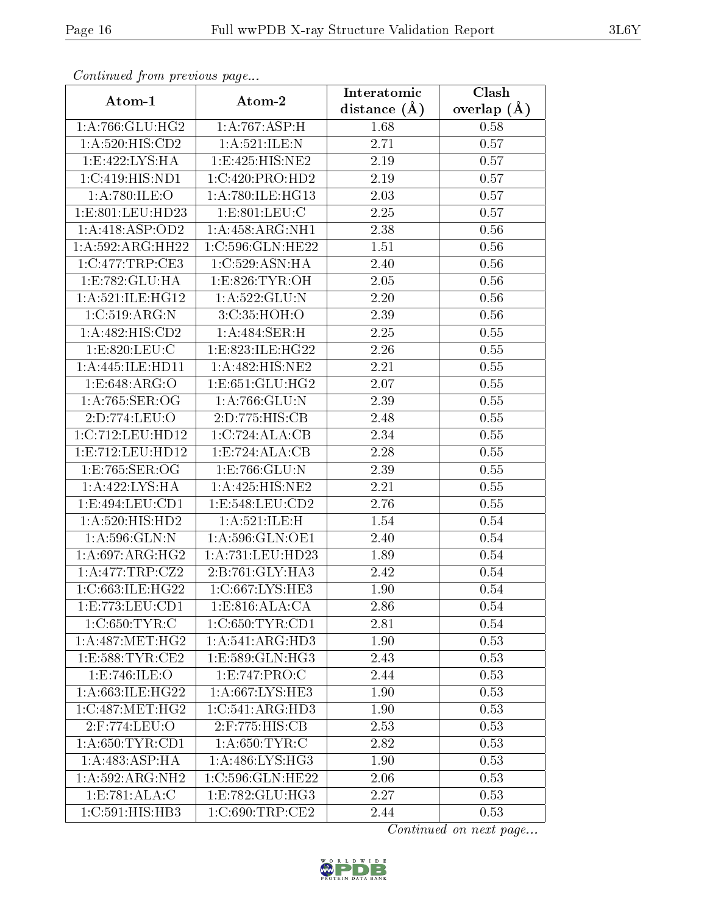*Continued from previous page...*

| Atom-1 | Atom-2 | Interatomic distance (Å) | Clash overlap (Å) |
|---|---|---|---|
| 1:A:766:GLU:HG2 | 1:A:767:ASP:H | 1.68 | 0.58 |
| 1:A:520:HIS:CD2 | 1:A:521:ILE:N | 2.71 | 0.57 |
| 1:E:422:LYS:HA | 1:E:425:HIS:NE2 | 2.19 | 0.57 |
| 1:C:419:HIS:ND1 | 1:C:420:PRO:HD2 | 2.19 | 0.57 |
| 1:A:780:ILE:O | 1:A:780:ILE:HG13 | 2.03 | 0.57 |
| 1:E:801:LEU:HD23 | 1:E:801:LEU:C | 2.25 | 0.57 |
| 1:A:418:ASP:OD2 | 1:A:458:ARG:NH1 | 2.38 | 0.56 |
| 1:A:592:ARG:HH22 | 1:C:596:GLN:HE22 | 1.51 | 0.56 |
| 1:C:477:TRP:CE3 | 1:C:529:ASN:HA | 2.40 | 0.56 |
| 1:E:782:GLU:HA | 1:E:826:TYR:OH | 2.05 | 0.56 |
| 1:A:521:ILE:HG12 | 1:A:522:GLU:N | 2.20 | 0.56 |
| 1:C:519:ARG:N | 3:C:35:HOH:O | 2.39 | 0.56 |
| 1:A:482:HIS:CD2 | 1:A:484:SER:H | 2.25 | 0.55 |
| 1:E:820:LEU:C | 1:E:823:ILE:HG22 | 2.26 | 0.55 |
| 1:A:445:ILE:HD11 | 1:A:482:HIS:NE2 | 2.21 | 0.55 |
| 1:E:648:ARG:O | 1:E:651:GLU:HG2 | 2.07 | 0.55 |
| 1:A:765:SER:OG | 1:A:766:GLU:N | 2.39 | 0.55 |
| 2:D:774:LEU:O | 2:D:775:HIS:CB | 2.48 | 0.55 |
| 1:C:712:LEU:HD12 | 1:C:724:ALA:CB | 2.34 | 0.55 |
| 1:E:712:LEU:HD12 | 1:E:724:ALA:CB | 2.28 | 0.55 |
| 1:E:765:SER:OG | 1:E:766:GLU:N | 2.39 | 0.55 |
| 1:A:422:LYS:HA | 1:A:425:HIS:NE2 | 2.21 | 0.55 |
| 1:E:494:LEU:CD1 | 1:E:548:LEU:CD2 | 2.76 | 0.55 |
| 1:A:520:HIS:HD2 | 1:A:521:ILE:H | 1.54 | 0.54 |
| 1:A:596:GLN:N | 1:A:596:GLN:OE1 | 2.40 | 0.54 |
| 1:A:697:ARG:HG2 | 1:A:731:LEU:HD23 | 1.89 | 0.54 |
| 1:A:477:TRP:CZ2 | 2:B:761:GLY:HA3 | 2.42 | 0.54 |
| 1:C:663:ILE:HG22 | 1:C:667:LYS:HE3 | 1.90 | 0.54 |
| 1:E:773:LEU:CD1 | 1:E:816:ALA:CA | 2.86 | 0.54 |
| 1:C:650:TYR:C | 1:C:650:TYR:CD1 | 2.81 | 0.54 |
| 1:A:487:MET:HG2 | 1:A:541:ARG:HD3 | 1.90 | 0.53 |
| 1:E:588:TYR:CE2 | 1:E:589:GLN:HG3 | 2.43 | 0.53 |
| 1:E:746:ILE:O | 1:E:747:PRO:C | 2.44 | 0.53 |
| 1:A:663:ILE:HG22 | 1:A:667:LYS:HE3 | 1.90 | 0.53 |
| 1:C:487:MET:HG2 | 1:C:541:ARG:HD3 | 1.90 | 0.53 |
| 2:F:774:LEU:O | 2:F:775:HIS:CB | 2.53 | 0.53 |
| 1:A:650:TYR:CD1 | 1:A:650:TYR:C | 2.82 | 0.53 |
| 1:A:483:ASP:HA | 1:A:486:LYS:HG3 | 1.90 | 0.53 |
| 1:A:592:ARG:NH2 | 1:C:596:GLN:HE22 | 2.06 | 0.53 |
| 1:E:781:ALA:C | 1:E:782:GLU:HG3 | 2.27 | 0.53 |
| 1:C:591:HIS:HB3 | 1:C:690:TRP:CE2 | 2.44 | 0.53 |

*Continued on next page...*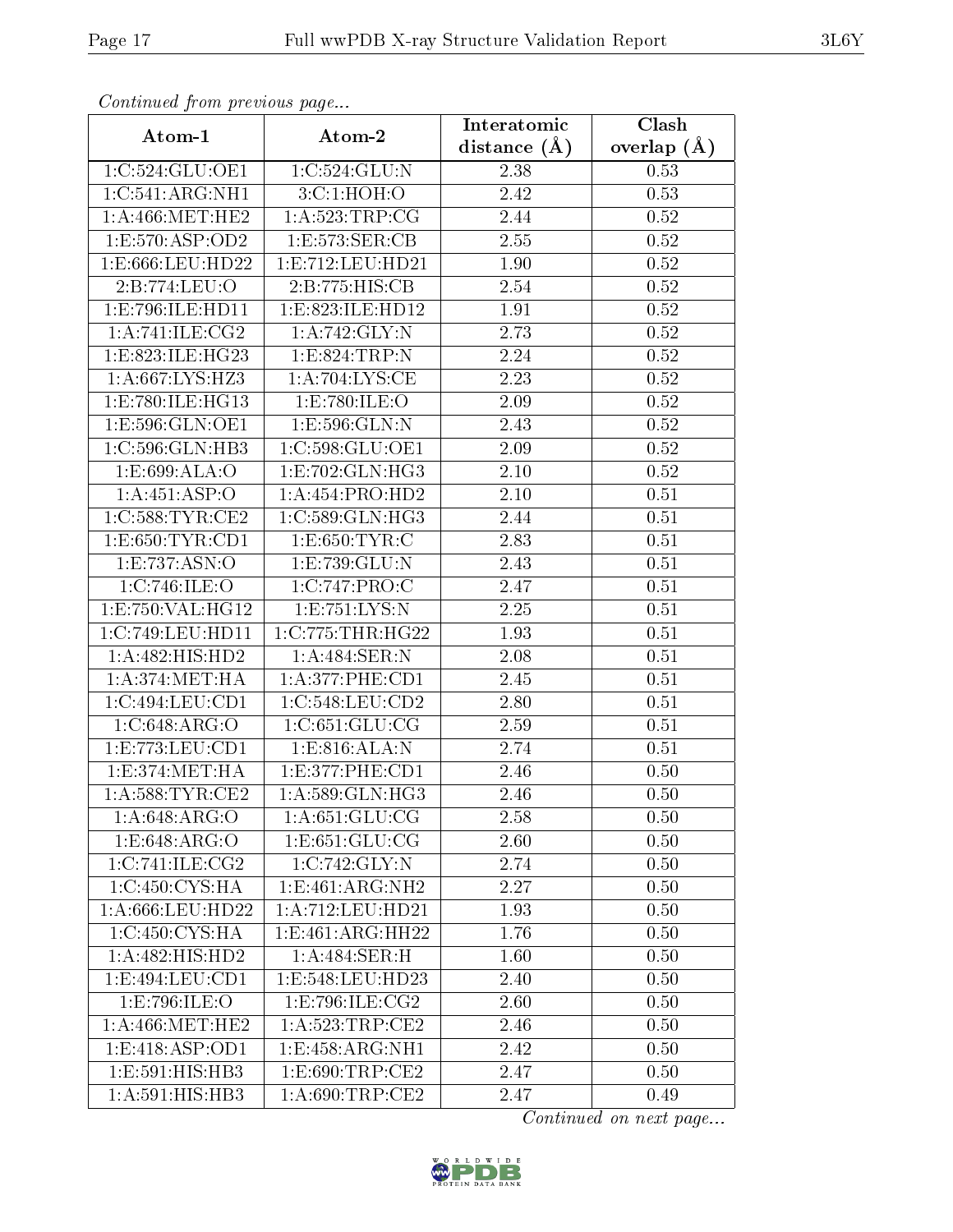*Continued from previous page...*

| Atom-1 | Atom-2 | Interatomic distance (Å) | Clash overlap (Å) |
|---|---|---|---|
| 1:C:524:GLU:OE1 | 1:C:524:GLU:N | 2.38 | 0.53 |
| 1:C:541:ARG:NH1 | 3:C:1:HOH:O | 2.42 | 0.53 |
| 1:A:466:MET:HE2 | 1:A:523:TRP:CG | 2.44 | 0.52 |
| 1:E:570:ASP:OD2 | 1:E:573:SER:CB | 2.55 | 0.52 |
| 1:E:666:LEU:HD22 | 1:E:712:LEU:HD21 | 1.90 | 0.52 |
| 2:B:774:LEU:O | 2:B:775:HIS:CB | 2.54 | 0.52 |
| 1:E:796:ILE:HD11 | 1:E:823:ILE:HD12 | 1.91 | 0.52 |
| 1:A:741:ILE:CG2 | 1:A:742:GLY:N | 2.73 | 0.52 |
| 1:E:823:ILE:HG23 | 1:E:824:TRP:N | 2.24 | 0.52 |
| 1:A:667:LYS:HZ3 | 1:A:704:LYS:CE | 2.23 | 0.52 |
| 1:E:780:ILE:HG13 | 1:E:780:ILE:O | 2.09 | 0.52 |
| 1:E:596:GLN:OE1 | 1:E:596:GLN:N | 2.43 | 0.52 |
| 1:C:596:GLN:HB3 | 1:C:598:GLU:OE1 | 2.09 | 0.52 |
| 1:E:699:ALA:O | 1:E:702:GLN:HG3 | 2.10 | 0.52 |
| 1:A:451:ASP:O | 1:A:454:PRO:HD2 | 2.10 | 0.51 |
| 1:C:588:TYR:CE2 | 1:C:589:GLN:HG3 | 2.44 | 0.51 |
| 1:E:650:TYR:CD1 | 1:E:650:TYR:C | 2.83 | 0.51 |
| 1:E:737:ASN:O | 1:E:739:GLU:N | 2.43 | 0.51 |
| 1:C:746:ILE:O | 1:C:747:PRO:C | 2.47 | 0.51 |
| 1:E:750:VAL:HG12 | 1:E:751:LYS:N | 2.25 | 0.51 |
| 1:C:749:LEU:HD11 | 1:C:775:THR:HG22 | 1.93 | 0.51 |
| 1:A:482:HIS:HD2 | 1:A:484:SER:N | 2.08 | 0.51 |
| 1:A:374:MET:HA | 1:A:377:PHE:CD1 | 2.45 | 0.51 |
| 1:C:494:LEU:CD1 | 1:C:548:LEU:CD2 | 2.80 | 0.51 |
| 1:C:648:ARG:O | 1:C:651:GLU:CG | 2.59 | 0.51 |
| 1:E:773:LEU:CD1 | 1:E:816:ALA:N | 2.74 | 0.51 |
| 1:E:374:MET:HA | 1:E:377:PHE:CD1 | 2.46 | 0.50 |
| 1:A:588:TYR:CE2 | 1:A:589:GLN:HG3 | 2.46 | 0.50 |
| 1:A:648:ARG:O | 1:A:651:GLU:CG | 2.58 | 0.50 |
| 1:E:648:ARG:O | 1:E:651:GLU:CG | 2.60 | 0.50 |
| 1:C:741:ILE:CG2 | 1:C:742:GLY:N | 2.74 | 0.50 |
| 1:C:450:CYS:HA | 1:E:461:ARG:NH2 | 2.27 | 0.50 |
| 1:A:666:LEU:HD22 | 1:A:712:LEU:HD21 | 1.93 | 0.50 |
| 1:C:450:CYS:HA | 1:E:461:ARG:HH22 | 1.76 | 0.50 |
| 1:A:482:HIS:HD2 | 1:A:484:SER:H | 1.60 | 0.50 |
| 1:E:494:LEU:CD1 | 1:E:548:LEU:HD23 | 2.40 | 0.50 |
| 1:E:796:ILE:O | 1:E:796:ILE:CG2 | 2.60 | 0.50 |
| 1:A:466:MET:HE2 | 1:A:523:TRP:CE2 | 2.46 | 0.50 |
| 1:E:418:ASP:OD1 | 1:E:458:ARG:NH1 | 2.42 | 0.50 |
| 1:E:591:HIS:HB3 | 1:E:690:TRP:CE2 | 2.47 | 0.50 |
| 1:A:591:HIS:HB3 | 1:A:690:TRP:CE2 | 2.47 | 0.49 |

*Continued on next page...*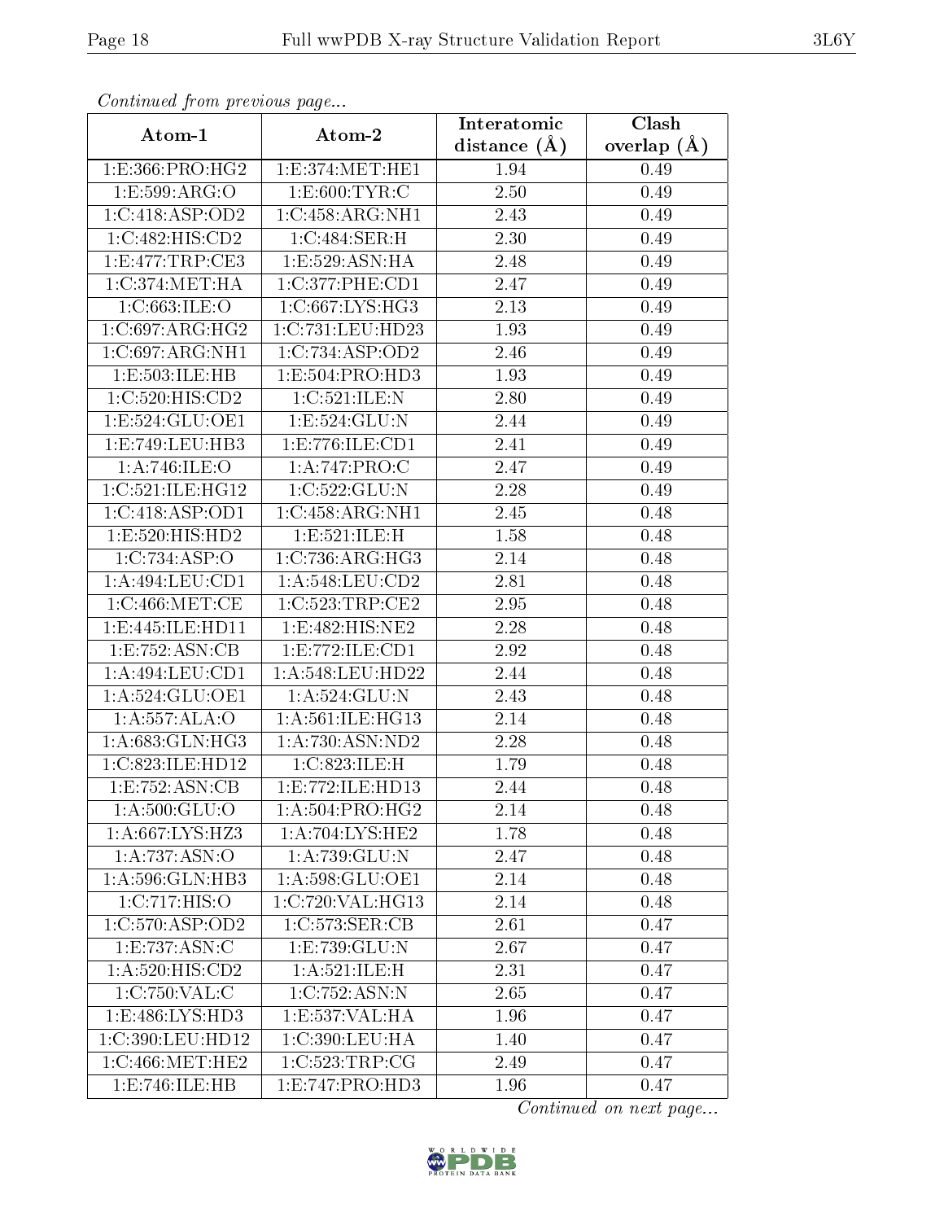*Continued from previous page...*

| Atom-1 | Atom-2 | Interatomic distance (Å) | Clash overlap (Å) |
|---|---|---|---|
| 1:E:366:PRO:HG2 | 1:E:374:MET:HE1 | 1.94 | 0.49 |
| 1:E:599:ARG:O | 1:E:600:TYR:C | 2.50 | 0.49 |
| 1:C:418:ASP:OD2 | 1:C:458:ARG:NH1 | 2.43 | 0.49 |
| 1:C:482:HIS:CD2 | 1:C:484:SER:H | 2.30 | 0.49 |
| 1:E:477:TRP:CE3 | 1:E:529:ASN:HA | 2.48 | 0.49 |
| 1:C:374:MET:HA | 1:C:377:PHE:CD1 | 2.47 | 0.49 |
| 1:C:663:ILE:O | 1:C:667:LYS:HG3 | 2.13 | 0.49 |
| 1:C:697:ARG:HG2 | 1:C:731:LEU:HD23 | 1.93 | 0.49 |
| 1:C:697:ARG:NH1 | 1:C:734:ASP:OD2 | 2.46 | 0.49 |
| 1:E:503:ILE:HB | 1:E:504:PRO:HD3 | 1.93 | 0.49 |
| 1:C:520:HIS:CD2 | 1:C:521:ILE:N | 2.80 | 0.49 |
| 1:E:524:GLU:OE1 | 1:E:524:GLU:N | 2.44 | 0.49 |
| 1:E:749:LEU:HB3 | 1:E:776:ILE:CD1 | 2.41 | 0.49 |
| 1:A:746:ILE:O | 1:A:747:PRO:C | 2.47 | 0.49 |
| 1:C:521:ILE:HG12 | 1:C:522:GLU:N | 2.28 | 0.49 |
| 1:C:418:ASP:OD1 | 1:C:458:ARG:NH1 | 2.45 | 0.48 |
| 1:E:520:HIS:HD2 | 1:E:521:ILE:H | 1.58 | 0.48 |
| 1:C:734:ASP:O | 1:C:736:ARG:HG3 | 2.14 | 0.48 |
| 1:A:494:LEU:CD1 | 1:A:548:LEU:CD2 | 2.81 | 0.48 |
| 1:C:466:MET:CE | 1:C:523:TRP:CE2 | 2.95 | 0.48 |
| 1:E:445:ILE:HD11 | 1:E:482:HIS:NE2 | 2.28 | 0.48 |
| 1:E:752:ASN:CB | 1:E:772:ILE:CD1 | 2.92 | 0.48 |
| 1:A:494:LEU:CD1 | 1:A:548:LEU:HD22 | 2.44 | 0.48 |
| 1:A:524:GLU:OE1 | 1:A:524:GLU:N | 2.43 | 0.48 |
| 1:A:557:ALA:O | 1:A:561:ILE:HG13 | 2.14 | 0.48 |
| 1:A:683:GLN:HG3 | 1:A:730:ASN:ND2 | 2.28 | 0.48 |
| 1:C:823:ILE:HD12 | 1:C:823:ILE:H | 1.79 | 0.48 |
| 1:E:752:ASN:CB | 1:E:772:ILE:HD13 | 2.44 | 0.48 |
| 1:A:500:GLU:O | 1:A:504:PRO:HG2 | 2.14 | 0.48 |
| 1:A:667:LYS:HZ3 | 1:A:704:LYS:HE2 | 1.78 | 0.48 |
| 1:A:737:ASN:O | 1:A:739:GLU:N | 2.47 | 0.48 |
| 1:A:596:GLN:HB3 | 1:A:598:GLU:OE1 | 2.14 | 0.48 |
| 1:C:717:HIS:O | 1:C:720:VAL:HG13 | 2.14 | 0.48 |
| 1:C:570:ASP:OD2 | 1:C:573:SER:CB | 2.61 | 0.47 |
| 1:E:737:ASN:C | 1:E:739:GLU:N | 2.67 | 0.47 |
| 1:A:520:HIS:CD2 | 1:A:521:ILE:H | 2.31 | 0.47 |
| 1:C:750:VAL:C | 1:C:752:ASN:N | 2.65 | 0.47 |
| 1:E:486:LYS:HD3 | 1:E:537:VAL:HA | 1.96 | 0.47 |
| 1:C:390:LEU:HD12 | 1:C:390:LEU:HA | 1.40 | 0.47 |
| 1:C:466:MET:HE2 | 1:C:523:TRP:CG | 2.49 | 0.47 |
| 1:E:746:ILE:HB | 1:E:747:PRO:HD3 | 1.96 | 0.47 |

*Continued on next page...*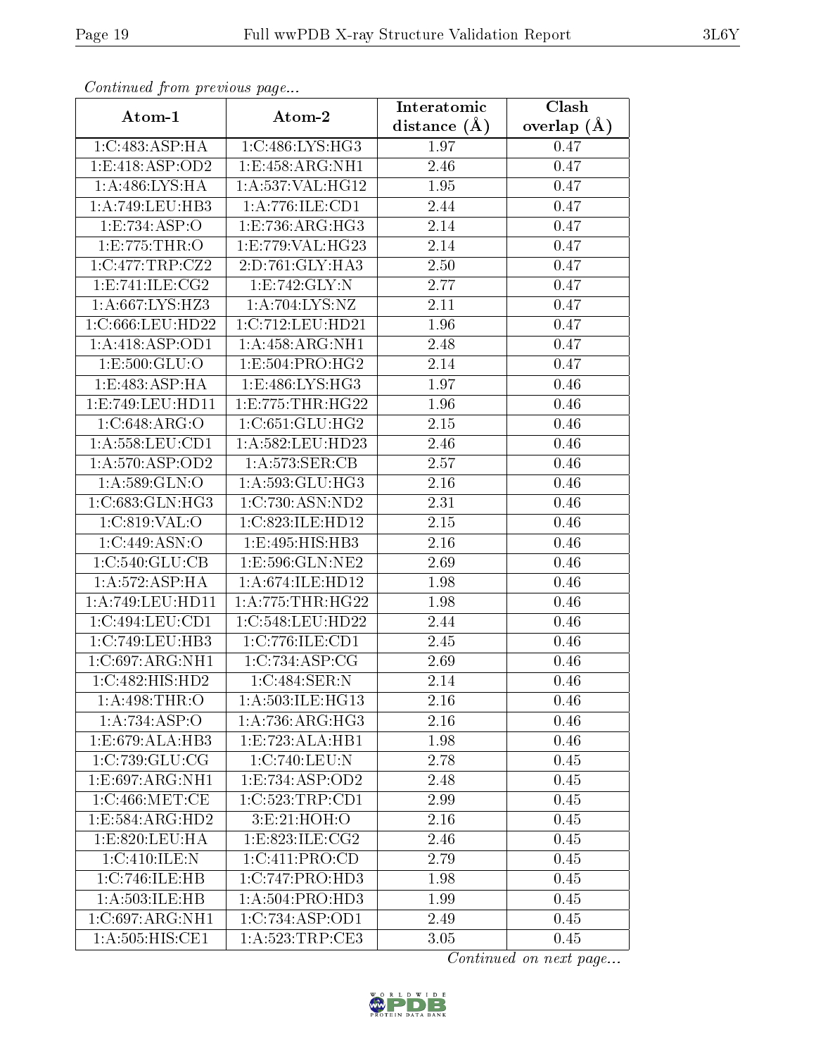*Continued from previous page...*

| Atom-1 | Atom-2 | Interatomic distance (Å) | Clash overlap (Å) |
|---|---|---|---|
| 1:C:483:ASP:HA | 1:C:486:LYS:HG3 | 1.97 | 0.47 |
| 1:E:418:ASP:OD2 | 1:E:458:ARG:NH1 | 2.46 | 0.47 |
| 1:A:486:LYS:HA | 1:A:537:VAL:HG12 | 1.95 | 0.47 |
| 1:A:749:LEU:HB3 | 1:A:776:ILE:CD1 | 2.44 | 0.47 |
| 1:E:734:ASP:O | 1:E:736:ARG:HG3 | 2.14 | 0.47 |
| 1:E:775:THR:O | 1:E:779:VAL:HG23 | 2.14 | 0.47 |
| 1:C:477:TRP:CZ2 | 2:D:761:GLY:HA3 | 2.50 | 0.47 |
| 1:E:741:ILE:CG2 | 1:E:742:GLY:N | 2.77 | 0.47 |
| 1:A:667:LYS:HZ3 | 1:A:704:LYS:NZ | 2.11 | 0.47 |
| 1:C:666:LEU:HD22 | 1:C:712:LEU:HD21 | 1.96 | 0.47 |
| 1:A:418:ASP:OD1 | 1:A:458:ARG:NH1 | 2.48 | 0.47 |
| 1:E:500:GLU:O | 1:E:504:PRO:HG2 | 2.14 | 0.47 |
| 1:E:483:ASP:HA | 1:E:486:LYS:HG3 | 1.97 | 0.46 |
| 1:E:749:LEU:HD11 | 1:E:775:THR:HG22 | 1.96 | 0.46 |
| 1:C:648:ARG:O | 1:C:651:GLU:HG2 | 2.15 | 0.46 |
| 1:A:558:LEU:CD1 | 1:A:582:LEU:HD23 | 2.46 | 0.46 |
| 1:A:570:ASP:OD2 | 1:A:573:SER:CB | 2.57 | 0.46 |
| 1:A:589:GLN:O | 1:A:593:GLU:HG3 | 2.16 | 0.46 |
| 1:C:683:GLN:HG3 | 1:C:730:ASN:ND2 | 2.31 | 0.46 |
| 1:C:819:VAL:O | 1:C:823:ILE:HD12 | 2.15 | 0.46 |
| 1:C:449:ASN:O | 1:E:495:HIS:HB3 | 2.16 | 0.46 |
| 1:C:540:GLU:CB | 1:E:596:GLN:NE2 | 2.69 | 0.46 |
| 1:A:572:ASP:HA | 1:A:674:ILE:HD12 | 1.98 | 0.46 |
| 1:A:749:LEU:HD11 | 1:A:775:THR:HG22 | 1.98 | 0.46 |
| 1:C:494:LEU:CD1 | 1:C:548:LEU:HD22 | 2.44 | 0.46 |
| 1:C:749:LEU:HB3 | 1:C:776:ILE:CD1 | 2.45 | 0.46 |
| 1:C:697:ARG:NH1 | 1:C:734:ASP:CG | 2.69 | 0.46 |
| 1:C:482:HIS:HD2 | 1:C:484:SER:N | 2.14 | 0.46 |
| 1:A:498:THR:O | 1:A:503:ILE:HG13 | 2.16 | 0.46 |
| 1:A:734:ASP:O | 1:A:736:ARG:HG3 | 2.16 | 0.46 |
| 1:E:679:ALA:HB3 | 1:E:723:ALA:HB1 | 1.98 | 0.46 |
| 1:C:739:GLU:CG | 1:C:740:LEU:N | 2.78 | 0.45 |
| 1:E:697:ARG:NH1 | 1:E:734:ASP:OD2 | 2.48 | 0.45 |
| 1:C:466:MET:CE | 1:C:523:TRP:CD1 | 2.99 | 0.45 |
| 1:E:584:ARG:HD2 | 3:E:21:HOH:O | 2.16 | 0.45 |
| 1:E:820:LEU:HA | 1:E:823:ILE:CG2 | 2.46 | 0.45 |
| 1:C:410:ILE:N | 1:C:411:PRO:CD | 2.79 | 0.45 |
| 1:C:746:ILE:HB | 1:C:747:PRO:HD3 | 1.98 | 0.45 |
| 1:A:503:ILE:HB | 1:A:504:PRO:HD3 | 1.99 | 0.45 |
| 1:C:697:ARG:NH1 | 1:C:734:ASP:OD1 | 2.49 | 0.45 |
| 1:A:505:HIS:CE1 | 1:A:523:TRP:CE3 | 3.05 | 0.45 |

*Continued on next page...*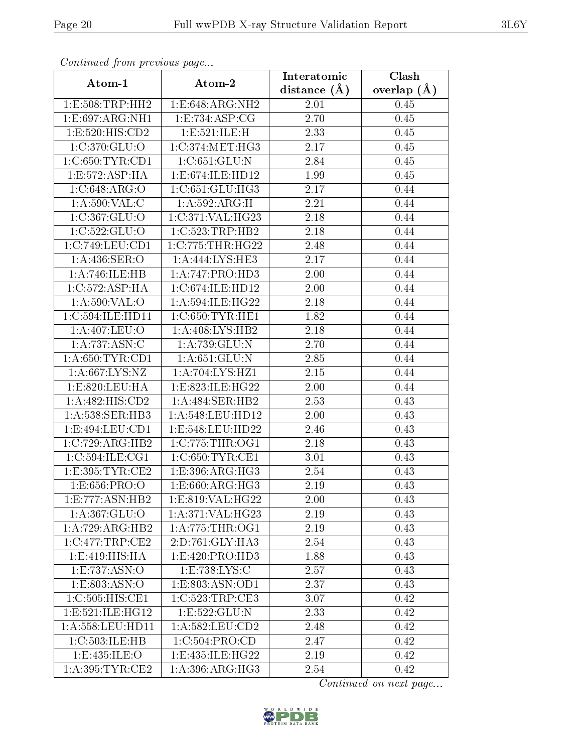*Continued from previous page...*

| Atom-1 | Atom-2 | Interatomic distance (Å) | Clash overlap (Å) |
|---|---|---|---|
| 1:E:508:TRP:HH2 | 1:E:648:ARG:NH2 | 2.01 | 0.45 |
| 1:E:697:ARG:NH1 | 1:E:734:ASP:CG | 2.70 | 0.45 |
| 1:E:520:HIS:CD2 | 1:E:521:ILE:H | 2.33 | 0.45 |
| 1:C:370:GLU:O | 1:C:374:MET:HG3 | 2.17 | 0.45 |
| 1:C:650:TYR:CD1 | 1:C:651:GLU:N | 2.84 | 0.45 |
| 1:E:572:ASP:HA | 1:E:674:ILE:HD12 | 1.99 | 0.45 |
| 1:C:648:ARG:O | 1:C:651:GLU:HG3 | 2.17 | 0.44 |
| 1:A:590:VAL:C | 1:A:592:ARG:H | 2.21 | 0.44 |
| 1:C:367:GLU:O | 1:C:371:VAL:HG23 | 2.18 | 0.44 |
| 1:C:522:GLU:O | 1:C:523:TRP:HB2 | 2.18 | 0.44 |
| 1:C:749:LEU:CD1 | 1:C:775:THR:HG22 | 2.48 | 0.44 |
| 1:A:436:SER:O | 1:A:444:LYS:HE3 | 2.17 | 0.44 |
| 1:A:746:ILE:HB | 1:A:747:PRO:HD3 | 2.00 | 0.44 |
| 1:C:572:ASP:HA | 1:C:674:ILE:HD12 | 2.00 | 0.44 |
| 1:A:590:VAL:O | 1:A:594:ILE:HG22 | 2.18 | 0.44 |
| 1:C:594:ILE:HD11 | 1:C:650:TYR:HE1 | 1.82 | 0.44 |
| 1:A:407:LEU:O | 1:A:408:LYS:HB2 | 2.18 | 0.44 |
| 1:A:737:ASN:C | 1:A:739:GLU:N | 2.70 | 0.44 |
| 1:A:650:TYR:CD1 | 1:A:651:GLU:N | 2.85 | 0.44 |
| 1:A:667:LYS:NZ | 1:A:704:LYS:HZ1 | 2.15 | 0.44 |
| 1:E:820:LEU:HA | 1:E:823:ILE:HG22 | 2.00 | 0.44 |
| 1:A:482:HIS:CD2 | 1:A:484:SER:HB2 | 2.53 | 0.43 |
| 1:A:538:SER:HB3 | 1:A:548:LEU:HD12 | 2.00 | 0.43 |
| 1:E:494:LEU:CD1 | 1:E:548:LEU:HD22 | 2.46 | 0.43 |
| 1:C:729:ARG:HB2 | 1:C:775:THR:OG1 | 2.18 | 0.43 |
| 1:C:594:ILE:CG1 | 1:C:650:TYR:CE1 | 3.01 | 0.43 |
| 1:E:395:TYR:CE2 | 1:E:396:ARG:HG3 | 2.54 | 0.43 |
| 1:E:656:PRO:O | 1:E:660:ARG:HG3 | 2.19 | 0.43 |
| 1:E:777:ASN:HB2 | 1:E:819:VAL:HG22 | 2.00 | 0.43 |
| 1:A:367:GLU:O | 1:A:371:VAL:HG23 | 2.19 | 0.43 |
| 1:A:729:ARG:HB2 | 1:A:775:THR:OG1 | 2.19 | 0.43 |
| 1:C:477:TRP:CE2 | 2:D:761:GLY:HA3 | 2.54 | 0.43 |
| 1:E:419:HIS:HA | 1:E:420:PRO:HD3 | 1.88 | 0.43 |
| 1:E:737:ASN:O | 1:E:738:LYS:C | 2.57 | 0.43 |
| 1:E:803:ASN:O | 1:E:803:ASN:OD1 | 2.37 | 0.43 |
| 1:C:505:HIS:CE1 | 1:C:523:TRP:CE3 | 3.07 | 0.42 |
| 1:E:521:ILE:HG12 | 1:E:522:GLU:N | 2.33 | 0.42 |
| 1:A:558:LEU:HD11 | 1:A:582:LEU:CD2 | 2.48 | 0.42 |
| 1:C:503:ILE:HB | 1:C:504:PRO:CD | 2.47 | 0.42 |
| 1:E:435:ILE:O | 1:E:435:ILE:HG22 | 2.19 | 0.42 |
| 1:A:395:TYR:CE2 | 1:A:396:ARG:HG3 | 2.54 | 0.42 |

*Continued on next page...*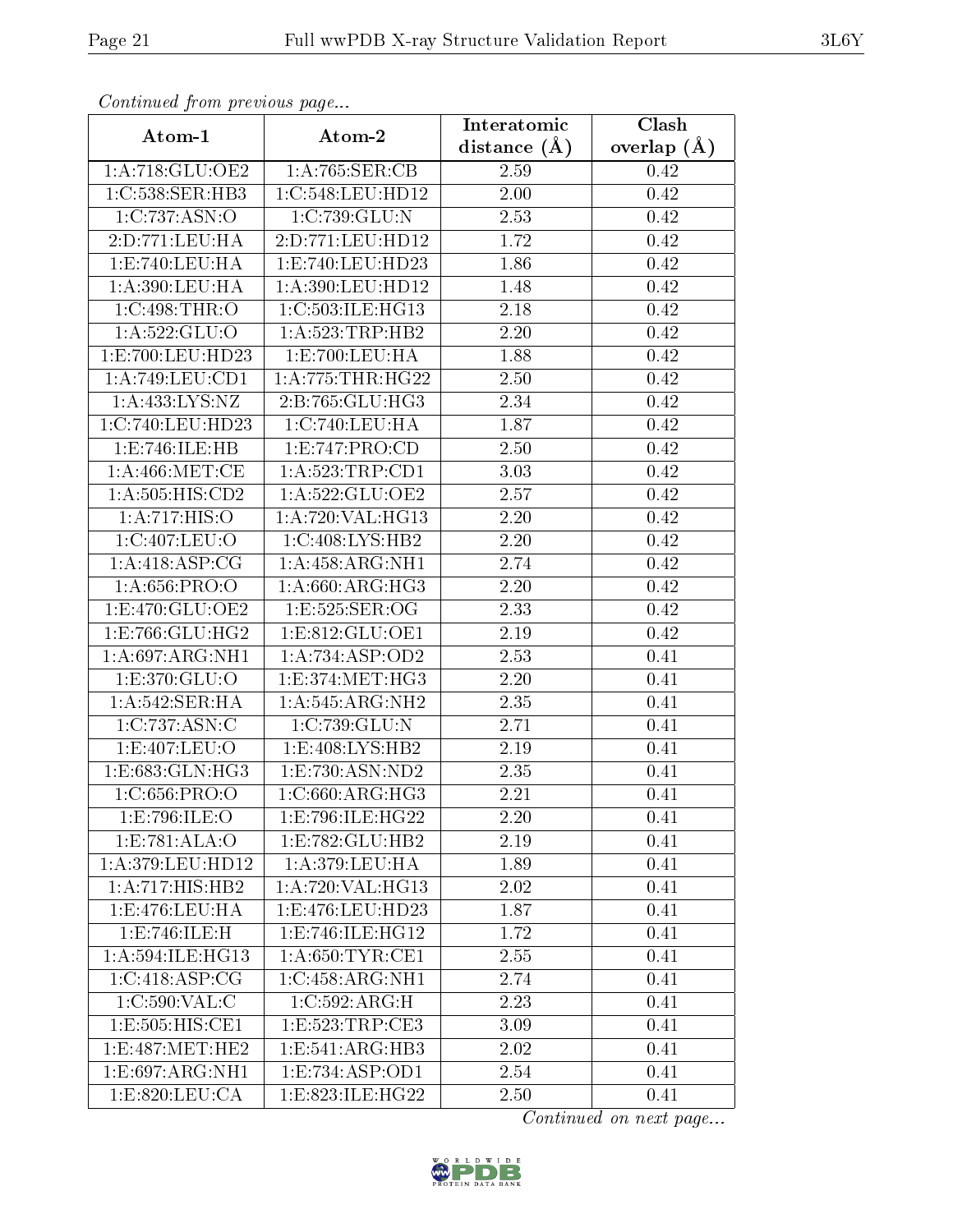*Continued from previous page...*

| Atom-1 | Atom-2 | Interatomic distance (Å) | Clash overlap (Å) |
|---|---|---|---|
| 1:A:718:GLU:OE2 | 1:A:765:SER:CB | 2.59 | 0.42 |
| 1:C:538:SER:HB3 | 1:C:548:LEU:HD12 | 2.00 | 0.42 |
| 1:C:737:ASN:O | 1:C:739:GLU:N | 2.53 | 0.42 |
| 2:D:771:LEU:HA | 2:D:771:LEU:HD12 | 1.72 | 0.42 |
| 1:E:740:LEU:HA | 1:E:740:LEU:HD23 | 1.86 | 0.42 |
| 1:A:390:LEU:HA | 1:A:390:LEU:HD12 | 1.48 | 0.42 |
| 1:C:498:THR:O | 1:C:503:ILE:HG13 | 2.18 | 0.42 |
| 1:A:522:GLU:O | 1:A:523:TRP:HB2 | 2.20 | 0.42 |
| 1:E:700:LEU:HD23 | 1:E:700:LEU:HA | 1.88 | 0.42 |
| 1:A:749:LEU:CD1 | 1:A:775:THR:HG22 | 2.50 | 0.42 |
| 1:A:433:LYS:NZ | 2:B:765:GLU:HG3 | 2.34 | 0.42 |
| 1:C:740:LEU:HD23 | 1:C:740:LEU:HA | 1.87 | 0.42 |
| 1:E:746:ILE:HB | 1:E:747:PRO:CD | 2.50 | 0.42 |
| 1:A:466:MET:CE | 1:A:523:TRP:CD1 | 3.03 | 0.42 |
| 1:A:505:HIS:CD2 | 1:A:522:GLU:OE2 | 2.57 | 0.42 |
| 1:A:717:HIS:O | 1:A:720:VAL:HG13 | 2.20 | 0.42 |
| 1:C:407:LEU:O | 1:C:408:LYS:HB2 | 2.20 | 0.42 |
| 1:A:418:ASP:CG | 1:A:458:ARG:NH1 | 2.74 | 0.42 |
| 1:A:656:PRO:O | 1:A:660:ARG:HG3 | 2.20 | 0.42 |
| 1:E:470:GLU:OE2 | 1:E:525:SER:OG | 2.33 | 0.42 |
| 1:E:766:GLU:HG2 | 1:E:812:GLU:OE1 | 2.19 | 0.42 |
| 1:A:697:ARG:NH1 | 1:A:734:ASP:OD2 | 2.53 | 0.41 |
| 1:E:370:GLU:O | 1:E:374:MET:HG3 | 2.20 | 0.41 |
| 1:A:542:SER:HA | 1:A:545:ARG:NH2 | 2.35 | 0.41 |
| 1:C:737:ASN:C | 1:C:739:GLU:N | 2.71 | 0.41 |
| 1:E:407:LEU:O | 1:E:408:LYS:HB2 | 2.19 | 0.41 |
| 1:E:683:GLN:HG3 | 1:E:730:ASN:ND2 | 2.35 | 0.41 |
| 1:C:656:PRO:O | 1:C:660:ARG:HG3 | 2.21 | 0.41 |
| 1:E:796:ILE:O | 1:E:796:ILE:HG22 | 2.20 | 0.41 |
| 1:E:781:ALA:O | 1:E:782:GLU:HB2 | 2.19 | 0.41 |
| 1:A:379:LEU:HD12 | 1:A:379:LEU:HA | 1.89 | 0.41 |
| 1:A:717:HIS:HB2 | 1:A:720:VAL:HG13 | 2.02 | 0.41 |
| 1:E:476:LEU:HA | 1:E:476:LEU:HD23 | 1.87 | 0.41 |
| 1:E:746:ILE:H | 1:E:746:ILE:HG12 | 1.72 | 0.41 |
| 1:A:594:ILE:HG13 | 1:A:650:TYR:CE1 | 2.55 | 0.41 |
| 1:C:418:ASP:CG | 1:C:458:ARG:NH1 | 2.74 | 0.41 |
| 1:C:590:VAL:C | 1:C:592:ARG:H | 2.23 | 0.41 |
| 1:E:505:HIS:CE1 | 1:E:523:TRP:CE3 | 3.09 | 0.41 |
| 1:E:487:MET:HE2 | 1:E:541:ARG:HB3 | 2.02 | 0.41 |
| 1:E:697:ARG:NH1 | 1:E:734:ASP:OD1 | 2.54 | 0.41 |
| 1:E:820:LEU:CA | 1:E:823:ILE:HG22 | 2.50 | 0.41 |

*Continued on next page...*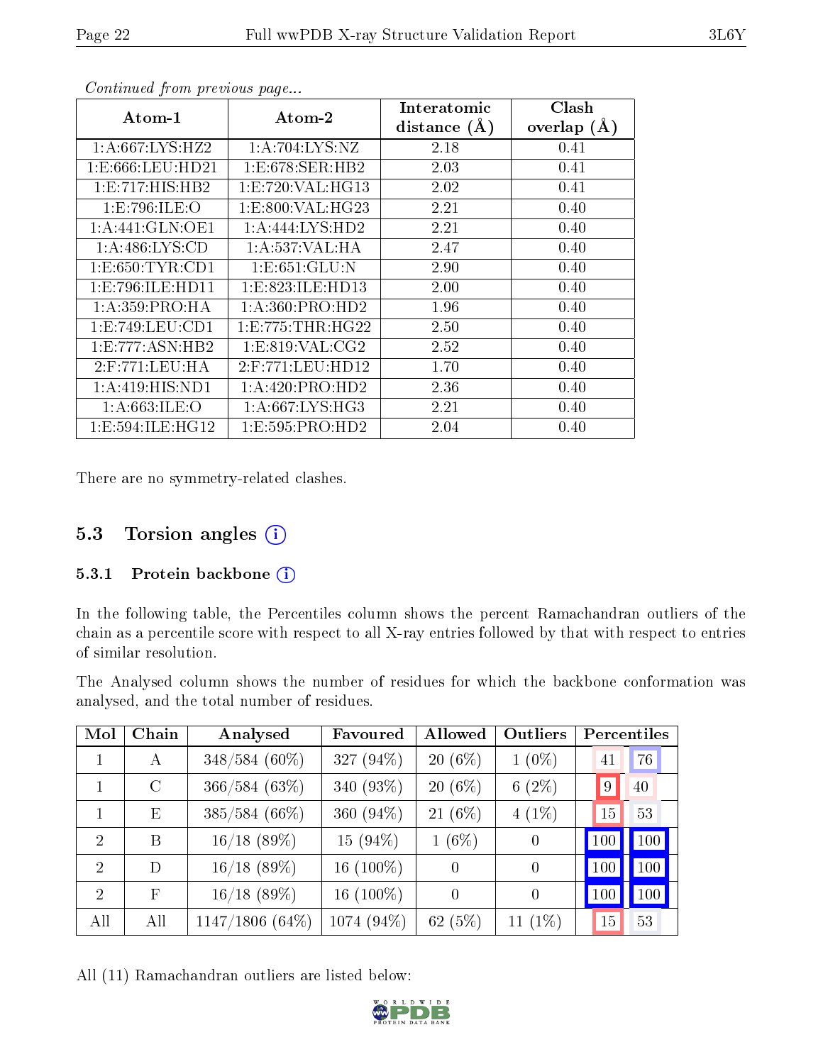*Continued from previous page...*

| Atom-1 | Atom-2 | Interatomic distance (Å) | Clash overlap (Å) |
|---|---|---|---|
| 1:A:667:LYS:HZ2 | 1:A:704:LYS:NZ | 2.18 | 0.41 |
| 1:E:666:LEU:HD21 | 1:E:678:SER:HB2 | 2.03 | 0.41 |
| 1:E:717:HIS:HB2 | 1:E:720:VAL:HG13 | 2.02 | 0.41 |
| 1:E:796:ILE:O | 1:E:800:VAL:HG23 | 2.21 | 0.40 |
| 1:A:441:GLN:OE1 | 1:A:444:LYS:HD2 | 2.21 | 0.40 |
| 1:A:486:LYS:CD | 1:A:537:VAL:HA | 2.47 | 0.40 |
| 1:E:650:TYR:CD1 | 1:E:651:GLU:N | 2.90 | 0.40 |
| 1:E:796:ILE:HD11 | 1:E:823:ILE:HD13 | 2.00 | 0.40 |
| 1:A:359:PRO:HA | 1:A:360:PRO:HD2 | 1.96 | 0.40 |
| 1:E:749:LEU:CD1 | 1:E:775:THR:HG22 | 2.50 | 0.40 |
| 1:E:777:ASN:HB2 | 1:E:819:VAL:CG2 | 2.52 | 0.40 |
| 2:F:771:LEU:HA | 2:F:771:LEU:HD12 | 1.70 | 0.40 |
| 1:A:419:HIS:ND1 | 1:A:420:PRO:HD2 | 2.36 | 0.40 |
| 1:A:663:ILE:O | 1:A:667:LYS:HG3 | 2.21 | 0.40 |
| 1:E:594:ILE:HG12 | 1:E:595:PRO:HD2 | 2.04 | 0.40 |

There are no symmetry-related clashes.

## 5.3 Torsion angles

### 5.3.1 Protein backbone

In the following table, the Percentiles column shows the percent Ramachandran outliers of the chain as a percentile score with respect to all X-ray entries followed by that with respect to entries of similar resolution.

The Analysed column shows the number of residues for which the backbone conformation was analysed, and the total number of residues.

| Mol | Chain | Analysed | Favoured | Allowed | Outliers | Percentiles | |
|---|---|---|---|---|---|---|---|
| 1 | A | 348/584 (60%) | 327 (94%) | 20 (6%) | 1 (0%) | 41 | 76 |
| 1 | C | 366/584 (63%) | 340 (93%) | 20 (6%) | 6 (2%) | 9 | 40 |
| 1 | E | 385/584 (66%) | 360 (94%) | 21 (6%) | 4 (1%) | 15 | 53 |
| 2 | B | 16/18 (89%) | 15 (94%) | 1 (6%) | 0 | 100 | 100 |
| 2 | D | 16/18 (89%) | 16 (100%) | 0 | 0 | 100 | 100 |
| 2 | F | 16/18 (89%) | 16 (100%) | 0 | 0 | 100 | 100 |
| All | All | 1147/1806 (64%) | 1074 (94%) | 62 (5%) | 11 (1%) | 15 | 53 |

All (11) Ramachandran outliers are listed below: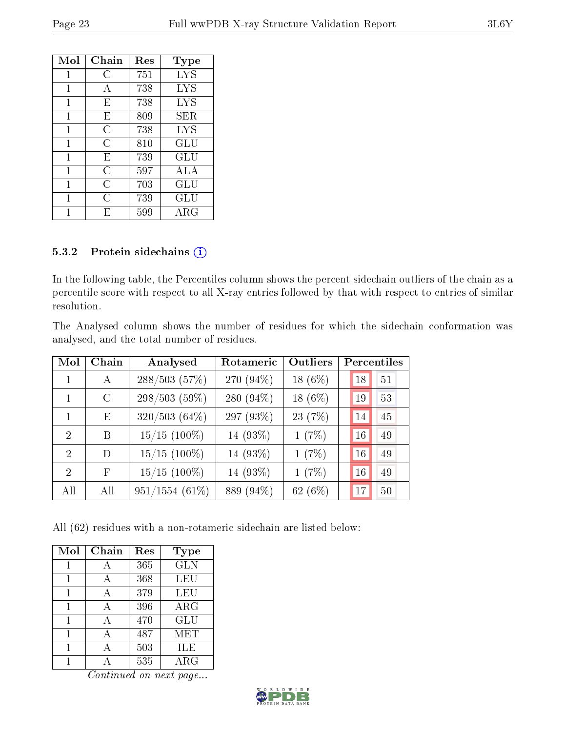| Mol | Chain | Res | Type |
|---|---|---|---|
| 1 | C | 751 | LYS |
| 1 | A | 738 | LYS |
| 1 | E | 738 | LYS |
| 1 | E | 809 | SER |
| 1 | C | 738 | LYS |
| 1 | C | 810 | GLU |
| 1 | E | 739 | GLU |
| 1 | C | 597 | ALA |
| 1 | C | 703 | GLU |
| 1 | C | 739 | GLU |
| 1 | E | 599 | ARG |

### 5.3.2 Protein sidechains

In the following table, the Percentiles column shows the percent sidechain outliers of the chain as a percentile score with respect to all X-ray entries followed by that with respect to entries of similar resolution.

The Analysed column shows the number of residues for which the sidechain conformation was analysed, and the total number of residues.

| Mol | Chain | Analysed | Rotameric | Outliers | Percentiles | |
|---|---|---|---|---|---|---|
| 1 | A | 288/503 (57%) | 270 (94%) | 18 (6%) | 18 | 51 |
| 1 | C | 298/503 (59%) | 280 (94%) | 18 (6%) | 19 | 53 |
| 1 | E | 320/503 (64%) | 297 (93%) | 23 (7%) | 14 | 45 |
| 2 | B | 15/15 (100%) | 14 (93%) | 1 (7%) | 16 | 49 |
| 2 | D | 15/15 (100%) | 14 (93%) | 1 (7%) | 16 | 49 |
| 2 | F | 15/15 (100%) | 14 (93%) | 1 (7%) | 16 | 49 |
| All | All | 951/1554 (61%) | 889 (94%) | 62 (6%) | 17 | 50 |

All (62) residues with a non-rotameric sidechain are listed below:

| Mol | Chain | Res | Type |
|---|---|---|---|
| 1 | A | 365 | GLN |
| 1 | A | 368 | LEU |
| 1 | A | 379 | LEU |
| 1 | A | 396 | ARG |
| 1 | A | 470 | GLU |
| 1 | A | 487 | MET |
| 1 | A | 503 | ILE |
| 1 | A | 535 | ARG |

*Continued on next page...*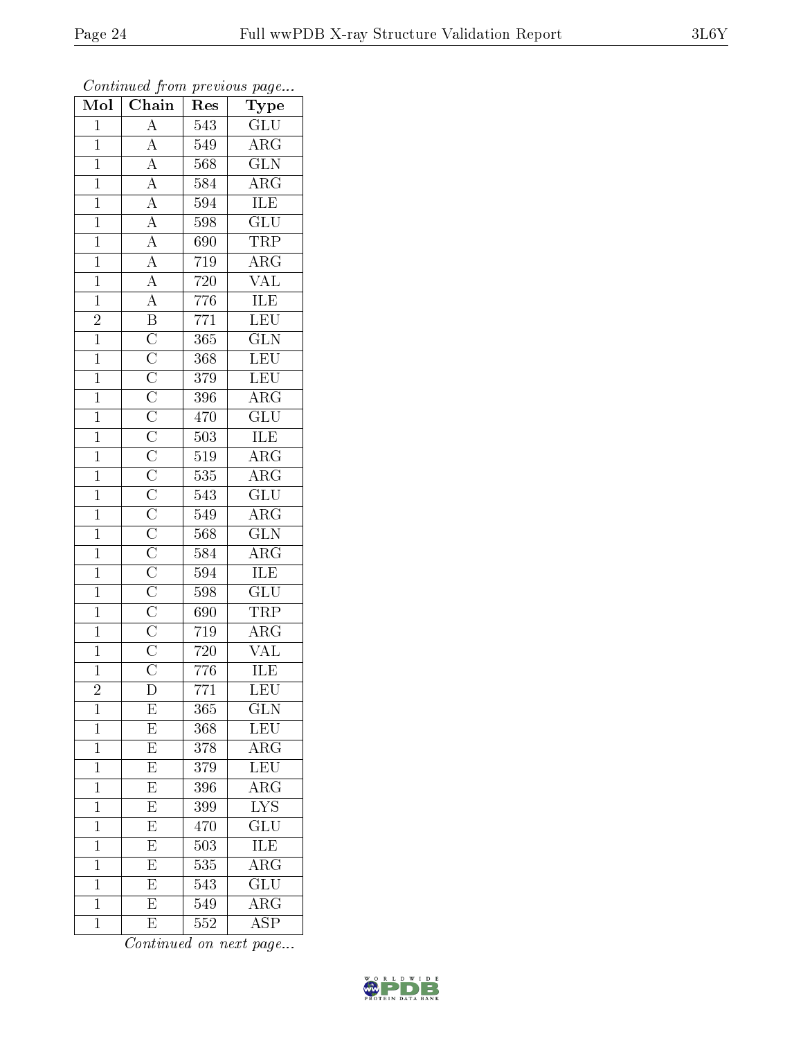*Continued from previous page...*

| Mol | Chain | Res | Type |
|---|---|---|---|
| 1 | A | 543 | GLU |
| 1 | A | 549 | ARG |
| 1 | A | 568 | GLN |
| 1 | A | 584 | ARG |
| 1 | A | 594 | ILE |
| 1 | A | 598 | GLU |
| 1 | A | 690 | TRP |
| 1 | A | 719 | ARG |
| 1 | A | 720 | VAL |
| 1 | A | 776 | ILE |
| 2 | B | 771 | LEU |
| 1 | C | 365 | GLN |
| 1 | C | 368 | LEU |
| 1 | C | 379 | LEU |
| 1 | C | 396 | ARG |
| 1 | C | 470 | GLU |
| 1 | C | 503 | ILE |
| 1 | C | 519 | ARG |
| 1 | C | 535 | ARG |
| 1 | C | 543 | GLU |
| 1 | C | 549 | ARG |
| 1 | C | 568 | GLN |
| 1 | C | 584 | ARG |
| 1 | C | 594 | ILE |
| 1 | C | 598 | GLU |
| 1 | C | 690 | TRP |
| 1 | C | 719 | ARG |
| 1 | C | 720 | VAL |
| 1 | C | 776 | ILE |
| 2 | D | 771 | LEU |
| 1 | E | 365 | GLN |
| 1 | E | 368 | LEU |
| 1 | E | 378 | ARG |
| 1 | E | 379 | LEU |
| 1 | E | 396 | ARG |
| 1 | E | 399 | LYS |
| 1 | E | 470 | GLU |
| 1 | E | 503 | ILE |
| 1 | E | 535 | ARG |
| 1 | E | 543 | GLU |
| 1 | E | 549 | ARG |
| 1 | E | 552 | ASP |

*Continued on next page...*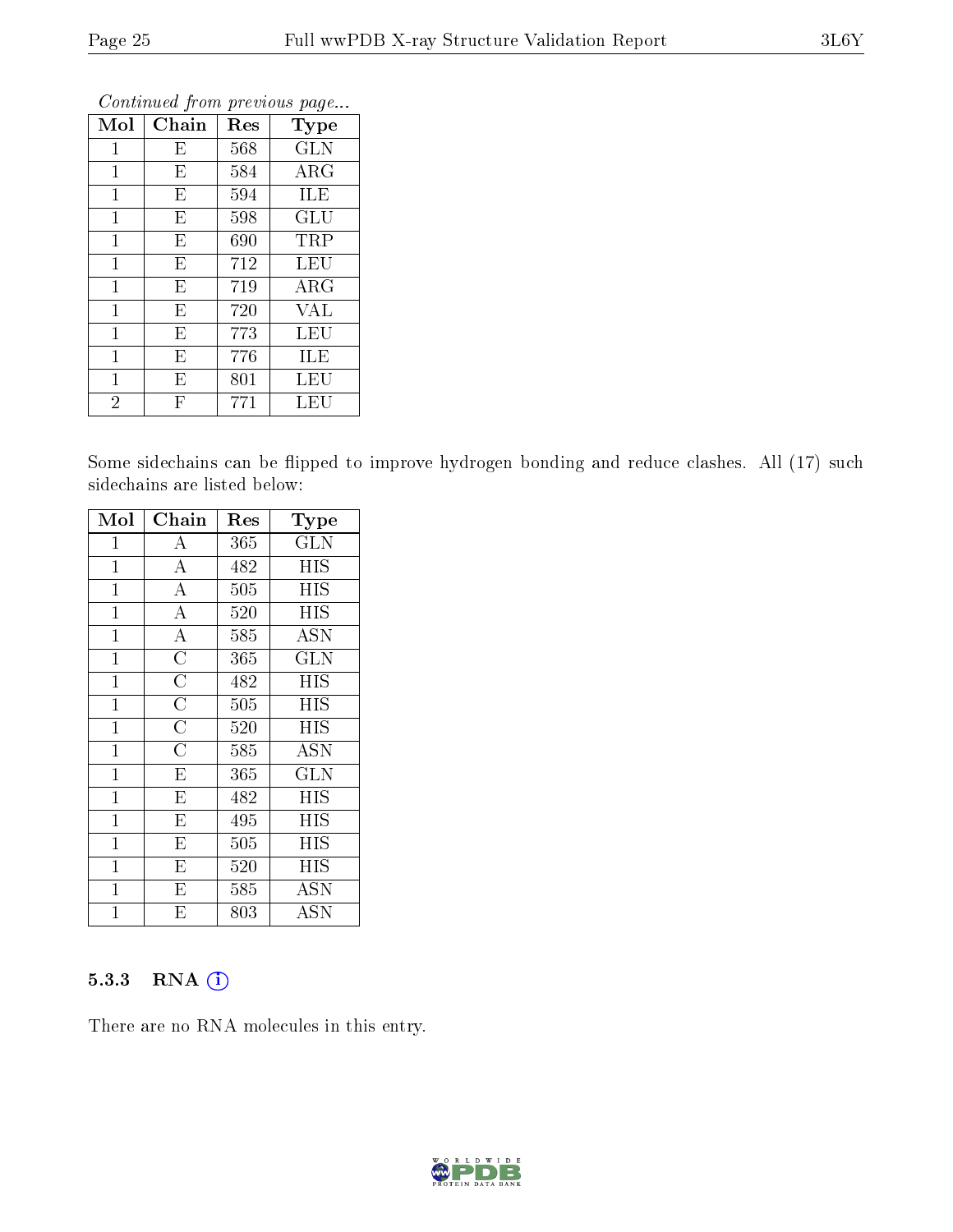*Continued from previous page...*

| Mol | Chain | Res | Type |
|---|---|---|---|
| 1 | E | 568 | GLN |
| 1 | E | 584 | ARG |
| 1 | E | 594 | ILE |
| 1 | E | 598 | GLU |
| 1 | E | 690 | TRP |
| 1 | E | 712 | LEU |
| 1 | E | 719 | ARG |
| 1 | E | 720 | VAL |
| 1 | E | 773 | LEU |
| 1 | E | 776 | ILE |
| 1 | E | 801 | LEU |
| 2 | F | 771 | LEU |

Some sidechains can be flipped to improve hydrogen bonding and reduce clashes. All (17) such sidechains are listed below:

| Mol | Chain | Res | Type |
|---|---|---|---|
| 1 | A | 365 | GLN |
| 1 | A | 482 | HIS |
| 1 | A | 505 | HIS |
| 1 | A | 520 | HIS |
| 1 | A | 585 | ASN |
| 1 | C | 365 | GLN |
| 1 | C | 482 | HIS |
| 1 | C | 505 | HIS |
| 1 | C | 520 | HIS |
| 1 | C | 585 | ASN |
| 1 | E | 365 | GLN |
| 1 | E | 482 | HIS |
| 1 | E | 495 | HIS |
| 1 | E | 505 | HIS |
| 1 | E | 520 | HIS |
| 1 | E | 585 | ASN |
| 1 | E | 803 | ASN |

### 5.3.3 RNA

There are no RNA molecules in this entry.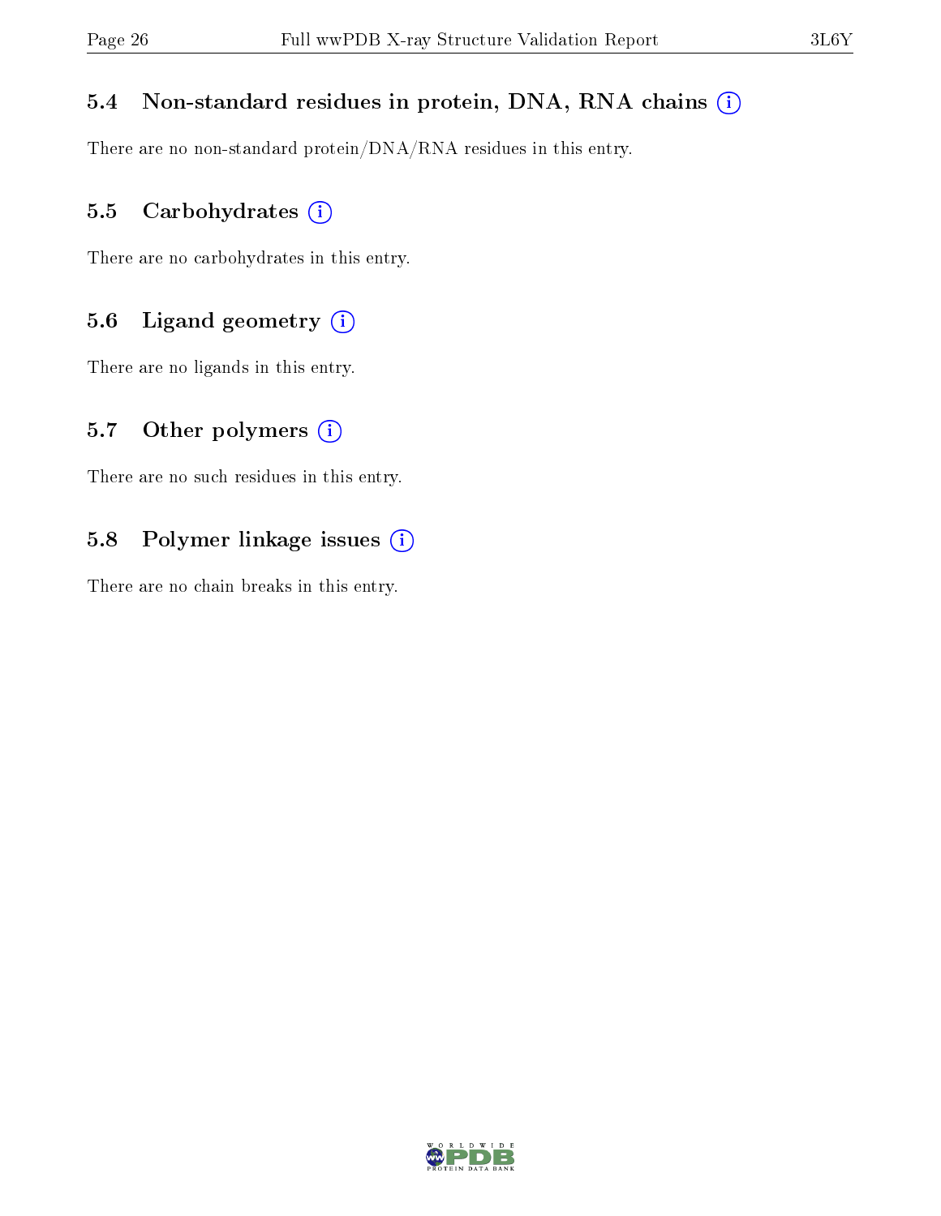### 5.4 Non-standard residues in protein, DNA, RNA chains

There are no non-standard protein/DNA/RNA residues in this entry.

### 5.5 Carbohydrates

There are no carbohydrates in this entry.

### 5.6 Ligand geometry

There are no ligands in this entry.

### 5.7 Other polymers

There are no such residues in this entry.

### 5.8 Polymer linkage issues

There are no chain breaks in this entry.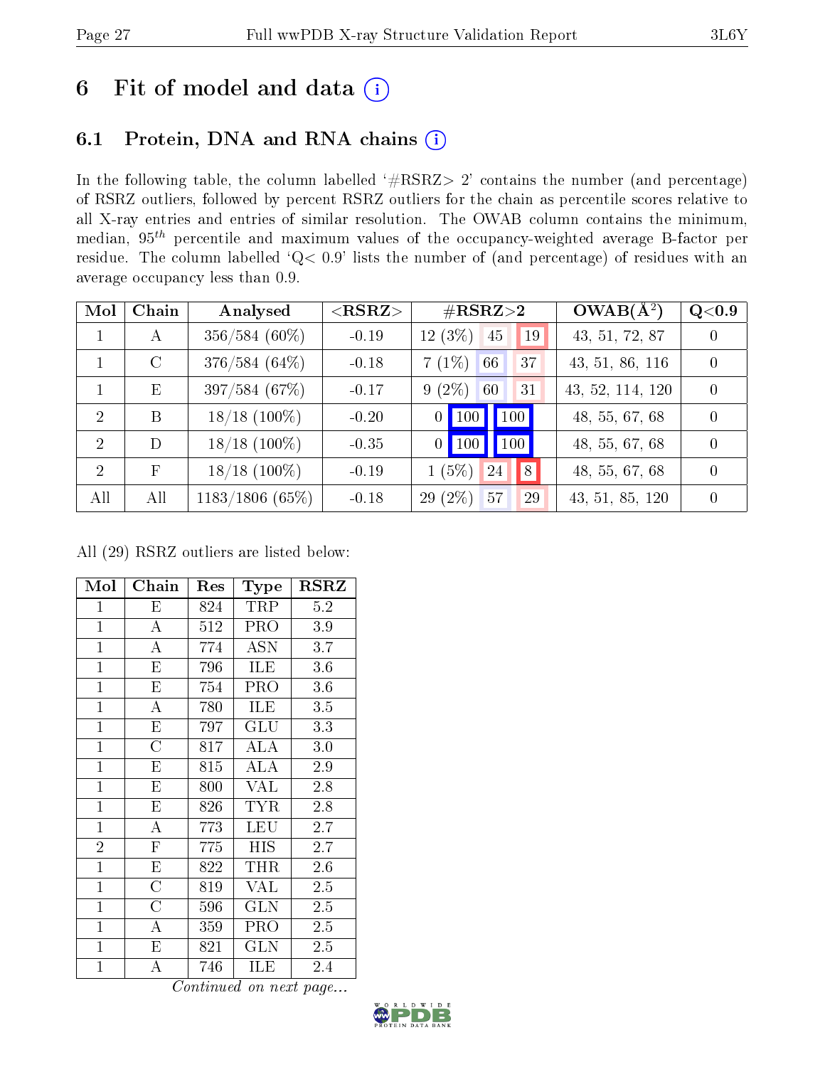# 6 Fit of model and data

## 6.1 Protein, DNA and RNA chains

In the following table, the column labelled '#RSRZ> 2' contains the number (and percentage) of RSRZ outliers, followed by percent RSRZ outliers for the chain as percentile scores relative to all X-ray entries and entries of similar resolution. The OWAB column contains the minimum, median, $95^{th}$ percentile and maximum values of the occupancy-weighted average B-factor per residue. The column labelled 'Q< 0.9' lists the number of (and percentage) of residues with an average occupancy less than 0.9.

| Mol | Chain | Analysed | <RSRZ> | #RSRZ>2 | | | OWAB(Å$^2$) | Q<0.9 |
|---|---|---|---|---|---|---|---|---|
| 1 | A | 356/584 (60%) | -0.19 | 12 (3%) | 45 | 19 | 43, 51, 72, 87 | 0 |
| 1 | C | 376/584 (64%) | -0.18 | 7 (1%) | 66 | 37 | 43, 51, 86, 116 | 0 |
| 1 | E | 397/584 (67%) | -0.17 | 9 (2%) | 60 | 31 | 43, 52, 114, 120 | 0 |
| 2 | B | 18/18 (100%) | -0.20 | 0 | 100 | 100 | 48, 55, 67, 68 | 0 |
| 2 | D | 18/18 (100%) | -0.35 | 0 | 100 | 100 | 48, 55, 67, 68 | 0 |
| 2 | F | 18/18 (100%) | -0.19 | 1 (5%) | 24 | 8 | 48, 55, 67, 68 | 0 |
| All | All | 1183/1806 (65%) | -0.18 | 29 (2%) | 57 | 29 | 43, 51, 85, 120 | 0 |

All (29) RSRZ outliers are listed below:

| Mol | Chain | Res | Type | RSRZ |
|---|---|---|---|---|
| 1 | E | 824 | TRP | 5.2 |
| 1 | A | 512 | PRO | 3.9 |
| 1 | A | 774 | ASN | 3.7 |
| 1 | E | 796 | ILE | 3.6 |
| 1 | E | 754 | PRO | 3.6 |
| 1 | A | 780 | ILE | 3.5 |
| 1 | E | 797 | GLU | 3.3 |
| 1 | C | 817 | ALA | 3.0 |
| 1 | E | 815 | ALA | 2.9 |
| 1 | E | 800 | VAL | 2.8 |
| 1 | E | 826 | TYR | 2.8 |
| 1 | A | 773 | LEU | 2.7 |
| 2 | F | 775 | HIS | 2.7 |
| 1 | E | 822 | THR | 2.6 |
| 1 | C | 819 | VAL | 2.5 |
| 1 | C | 596 | GLN | 2.5 |
| 1 | A | 359 | PRO | 2.5 |
| 1 | E | 821 | GLN | 2.5 |
| 1 | A | 746 | ILE | 2.4 |

*Continued on next page...*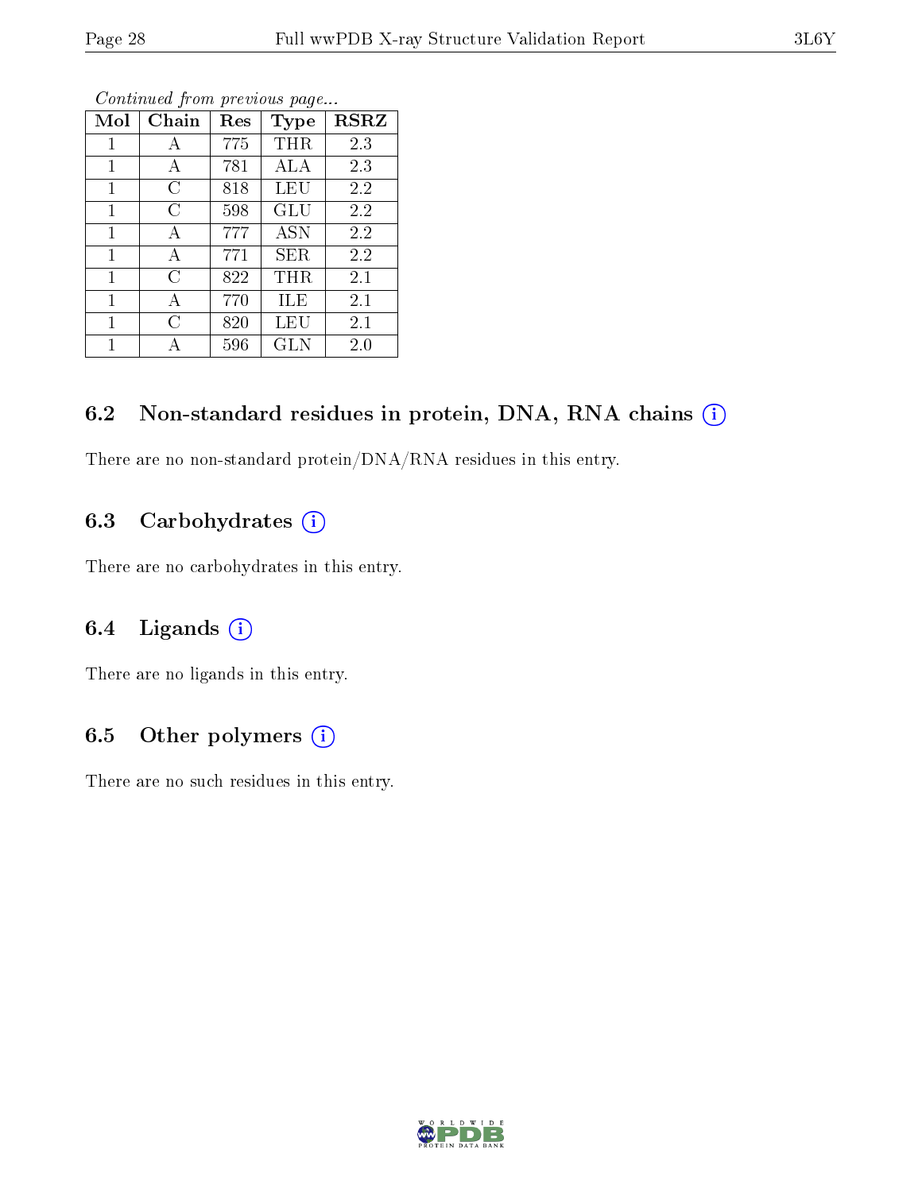*Continued from previous page...*

| Mol | Chain | Res | Type | RSRZ |
|---|---|---|---|---|
| 1 | A | 775 | THR | 2.3 |
| 1 | A | 781 | ALA | 2.3 |
| 1 | C | 818 | LEU | 2.2 |
| 1 | C | 598 | GLU | 2.2 |
| 1 | A | 777 | ASN | 2.2 |
| 1 | A | 771 | SER | 2.2 |
| 1 | C | 822 | THR | 2.1 |
| 1 | A | 770 | ILE | 2.1 |
| 1 | C | 820 | LEU | 2.1 |
| 1 | A | 596 | GLN | 2.0 |

### 6.2 Non-standard residues in protein, DNA, RNA chains (i)

There are no non-standard protein/DNA/RNA residues in this entry.

### 6.3 Carbohydrates (i)

There are no carbohydrates in this entry.

### 6.4 Ligands (i)

There are no ligands in this entry.

### 6.5 Other polymers (i)

There are no such residues in this entry.